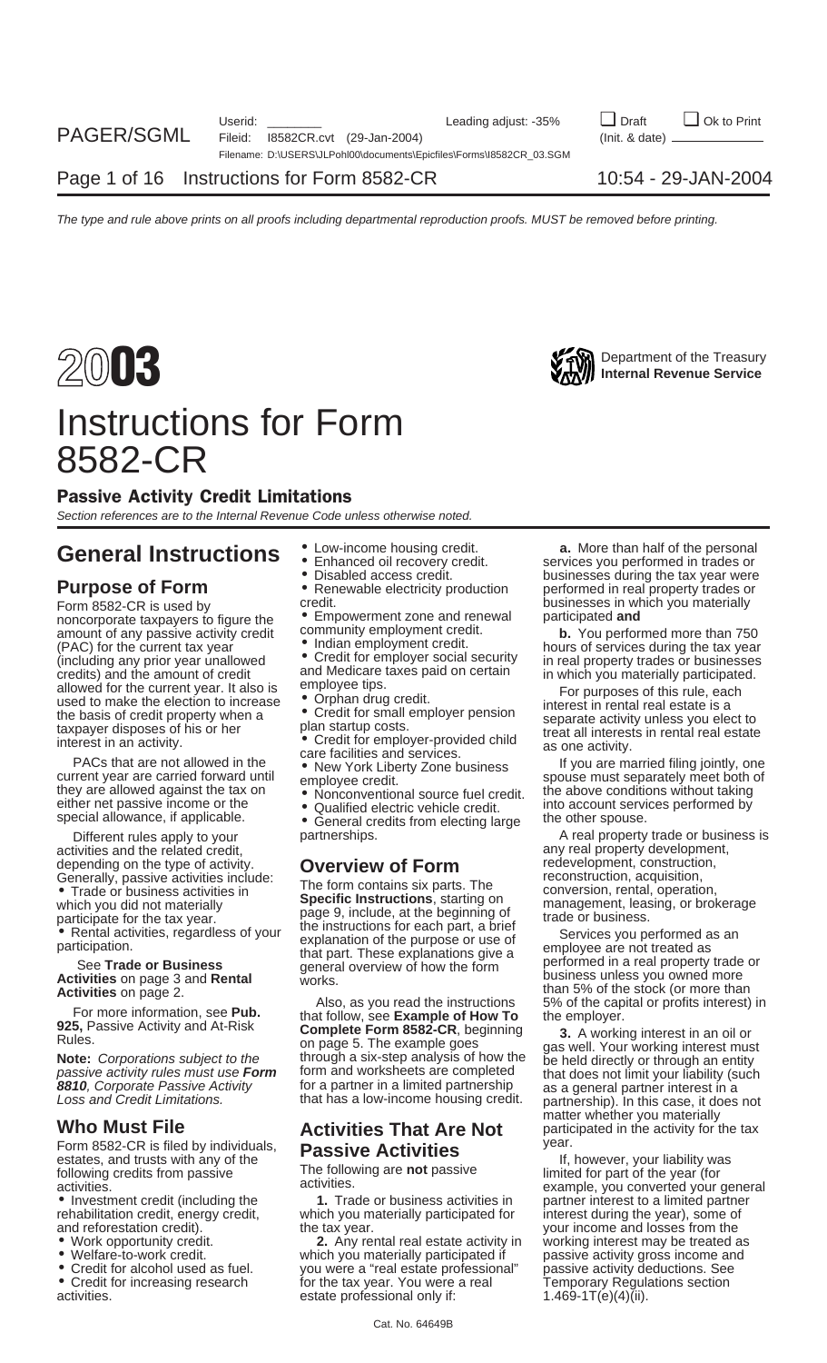# 2003 Instructions for Form 8582-CR

Department of the Treasury
Internal Revenue Service

## Passive Activity Credit Limitations

*Section references are to the Internal Revenue Code unless otherwise noted.*

# General Instructions

## Purpose of Form

Form 8582-CR is used by noncorporate taxpayers to figure the amount of any passive activity credit (PAC) for the current tax year (including any prior year unallowed credits) and the amount of credit allowed for the current year. It also is used to make the election to increase the basis of credit property when a taxpayer disposes of his or her interest in an activity.

PACs that are not allowed in the current year are carried forward until they are allowed against the tax on either net passive income or the special allowance, if applicable.

Different rules apply to your activities and the related credit, depending on the type of activity. Generally, passive activities include:

- Trade or business activities in which you did not materially participate for the tax year.
- Rental activities, regardless of your participation.

See **Trade or Business Activities** on page 3 and **Rental Activities** on page 2.

For more information, see **Pub. 925,** Passive Activity and At-Risk Rules.

**Note:** *Corporations subject to the passive activity rules must use* ***Form 8810****, Corporate Passive Activity Loss and Credit Limitations.*

## Who Must File

Form 8582-CR is filed by individuals, estates, and trusts with any of the following credits from passive activities.

- Investment credit (including the rehabilitation credit, energy credit, and reforestation credit).
- Work opportunity credit.
- Welfare-to-work credit.
- Credit for alcohol used as fuel.
- Credit for increasing research activities.
- Low-income housing credit.
- Enhanced oil recovery credit.
- Disabled access credit.
- Renewable electricity production credit.
- Empowerment zone and renewal community employment credit.
- Indian employment credit.
- Credit for employer social security and Medicare taxes paid on certain employee tips.
- Orphan drug credit.
- Credit for small employer pension plan startup costs.
- Credit for employer-provided child care facilities and services.
- New York Liberty Zone business employee credit.
- Nonconventional source fuel credit.
- Qualified electric vehicle credit.
- General credits from electing large partnerships.

## Overview of Form

The form contains six parts. The **Specific Instructions**, starting on page 9, include, at the beginning of the instructions for each part, a brief explanation of the purpose or use of that part. These explanations give a general overview of how the form works.

Also, as you read the instructions that follow, see **Example of How To Complete Form 8582-CR**, beginning on page 5. The example goes through a six-step analysis of how the form and worksheets are completed for a partner in a limited partnership that has a low-income housing credit.

## Activities That Are Not Passive Activities

The following are **not** passive activities.

**1.** Trade or business activities in which you materially participated for the tax year.

**2.** Any rental real estate activity in which you materially participated if you were a "real estate professional" for the tax year. You were a real estate professional only if:

**a.** More than half of the personal services you performed in trades or businesses during the tax year were performed in real property trades or businesses in which you materially participated **and**

**b.** You performed more than 750 hours of services during the tax year in real property trades or businesses in which you materially participated.

For purposes of this rule, each interest in rental real estate is a separate activity unless you elect to treat all interests in rental real estate as one activity.

If you are married filing jointly, one spouse must separately meet both of the above conditions without taking into account services performed by the other spouse.

A real property trade or business is any real property development, redevelopment, construction, reconstruction, acquisition, conversion, rental, operation, management, leasing, or brokerage trade or business.

Services you performed as an employee are not treated as performed in a real property trade or business unless you owned more than 5% of the stock (or more than 5% of the capital or profits interest) in the employer.

**3.** A working interest in an oil or gas well. Your working interest must be held directly or through an entity that does not limit your liability (such as a general partner interest in a partnership). In this case, it does not matter whether you materially participated in the activity for the tax year.

If, however, your liability was limited for part of the year (for example, you converted your general partner interest to a limited partner interest during the year), some of your income and losses from the working interest may be treated as passive activity gross income and passive activity deductions. See Temporary Regulations section 1.469-1T(e)(4)(ii).

Cat. No. 64649B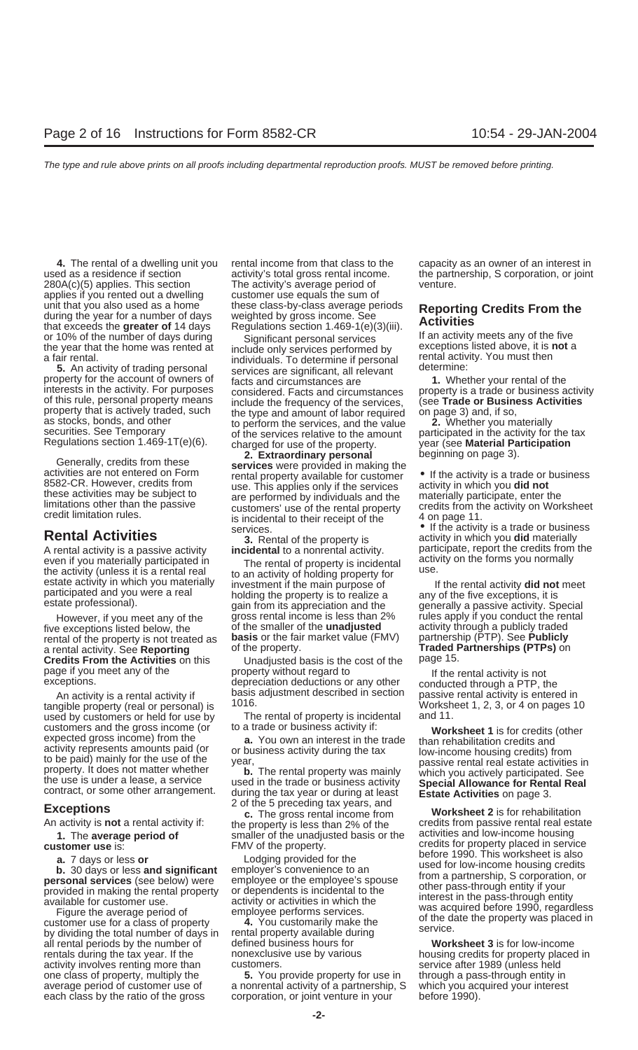**4.** The rental of a dwelling unit you used as a residence if section 280A(c)(5) applies. This section applies if you rented out a dwelling unit that you also used as a home during the year for a number of days that exceeds the **greater of** 14 days or 10% of the number of days during the year that the home was rented at a fair rental.

**5.** An activity of trading personal property for the account of owners of interests in the activity. For purposes of this rule, personal property means property that is actively traded, such as stocks, bonds, and other securities. See Temporary Regulations section 1.469-1T(e)(6).

Generally, credits from these activities are not entered on Form 8582-CR. However, credits from these activities may be subject to limitations other than the passive credit limitation rules.

## Rental Activities

A rental activity is a passive activity even if you materially participated in the activity (unless it is a rental real estate activity in which you materially participated and you were a real estate professional).

However, if you meet any of the five exceptions listed below, the rental of the property is not treated as a rental activity. See **Reporting Credits From the Activities** on this page if you meet any of the exceptions.

An activity is a rental activity if tangible property (real or personal) is used by customers or held for use by customers and the gross income (or expected gross income) from the activity represents amounts paid (or to be paid) mainly for the use of the property. It does not matter whether the use is under a lease, a service contract, or some other arrangement.

### Exceptions

An activity is **not** a rental activity if:

**1.** The **average period of customer use** is:

**a.** 7 days or less **or**

**b.** 30 days or less **and significant personal services** (see below) were provided in making the rental property available for customer use.

Figure the average period of customer use for a class of property by dividing the total number of days in all rental periods by the number of rentals during the tax year. If the activity involves renting more than one class of property, multiply the average period of customer use of each class by the ratio of the gross rental income from that class to the activity's total gross rental income. The activity's average period of customer use equals the sum of these class-by-class average periods weighted by gross income. See Regulations section 1.469-1(e)(3)(iii).

Significant personal services include only services performed by individuals. To determine if personal services are significant, all relevant facts and circumstances are considered. Facts and circumstances include the frequency of the services, the type and amount of labor required to perform the services, and the value of the services relative to the amount charged for use of the property.

**2. Extraordinary personal services** were provided in making the rental property available for customer use. This applies only if the services are performed by individuals and the customers' use of the rental property is incidental to their receipt of the services.

**3.** Rental of the property is **incidental** to a nonrental activity.

The rental of property is incidental to an activity of holding property for investment if the main purpose of holding the property is to realize a gain from its appreciation and the gross rental income is less than 2% of the smaller of the **unadjusted basis** or the fair market value (FMV) of the property.

Unadjusted basis is the cost of the property without regard to depreciation deductions or any other basis adjustment described in section 1016.

The rental of property is incidental to a trade or business activity if:

**a.** You own an interest in the trade or business activity during the tax year,

**b.** The rental property was mainly used in the trade or business activity during the tax year or during at least 2 of the 5 preceding tax years, and

**c.** The gross rental income from the property is less than 2% of the smaller of the unadjusted basis or the FMV of the property.

Lodging provided for the employer's convenience to an employee or the employee's spouse or dependents is incidental to the activity or activities in which the employee performs services.

**4.** You customarily make the rental property available during defined business hours for nonexclusive use by various customers.

**5.** You provide property for use in a nonrental activity of a partnership, S corporation, or joint venture in your capacity as an owner of an interest in the partnership, S corporation, or joint venture.

## Reporting Credits From the Activities

If an activity meets any of the five exceptions listed above, it is **not** a rental activity. You must then determine:

**1.** Whether your rental of property is a trade or business activity (see **Trade or Business Activities** on page 3) and, if so,

**2.** Whether you materially participated in the activity for the tax year (see **Material Participation** beginning on page 3).

- If the activity is a trade or business activity in which you **did not** materially participate, enter the credits from the activity on Worksheet 4 on page 11.
- If the activity is a trade or business activity in which you **did** materially participate, report the credits from the activity on the forms you normally use.

If the rental activity **did not** meet any of the five exceptions, it is generally a passive activity. Special rules apply if you conduct the rental activity through a publicly traded partnership (PTP). See **Publicly Traded Partnerships (PTPs)** on page 15.

If the rental activity is not conducted through a PTP, the passive rental activity is entered in Worksheet 1, 2, 3, or 4 on pages 10 and 11.

**Worksheet 1** is for credits (other than rehabilitation credits and low-income housing credits) from passive rental real estate activities in which you actively participated. See **Special Allowance for Rental Real Estate Activities** on page 3.

**Worksheet 2** is for rehabilitation credits from passive rental real estate activities and low-income housing credits for property placed in service before 1990. This worksheet is also used for low-income housing credits from a partnership, S corporation, or other pass-through entity if your interest in the pass-through entity was acquired before 1990, regardless of the date the property was placed in service.

**Worksheet 3** is for low-income housing credits for property placed in service after 1989 (unless held through a pass-through entity in which you acquired your interest before 1990).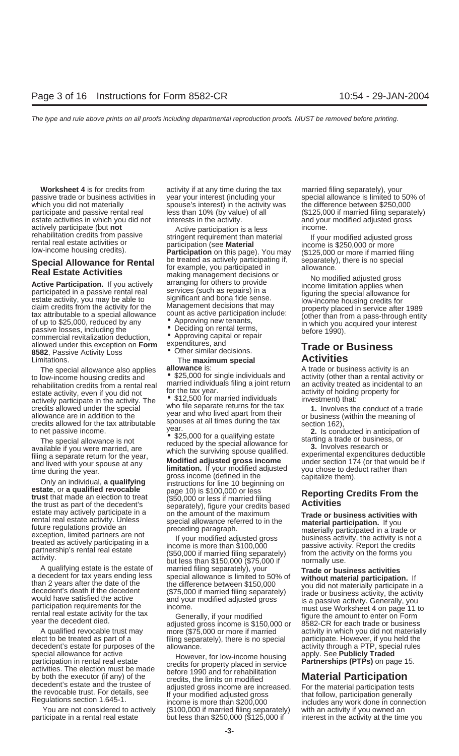**Worksheet 4** is for credits from passive trade or business activities in which you did not materially participate and passive rental real estate activities in which you did not actively participate (but **not** rehabilitation credits from passive rental real estate activities or low-income housing credits).

## Special Allowance for Rental Real Estate Activities

**Active Participation.** If you actively participated in a passive rental real estate activity, you may be able to claim credits from the activity for the tax attributable to a special allowance of up to $25,000, reduced by any passive losses, including the commercial revitalization deduction, allowed under this exception on **Form 8582**, Passive Activity Loss Limitations.

The special allowance also applies to low-income housing credits and rehabilitation credits from a rental real estate activity, even if you did not actively participate in the activity. The credits allowed under the special allowance are in addition to the credits allowed for the tax attributable to net passive income.

The special allowance is not available if you were married, are filing a separate return for the year, and lived with your spouse at any time during the year.

Only an individual, **a qualifying estate**, or **a qualified revocable trust** that made an election to treat the trust as part of the decedent's estate may actively participate in a rental real estate activity. Unless future regulations provide an exception, limited partners are not treated as actively participating in a partnership's rental real estate activity.

A qualifying estate is the estate of a decedent for tax years ending less than 2 years after the date of the decedent's death if the decedent would have satisfied the active participation requirements for the rental real estate activity for the tax year the decedent died.

A qualified revocable trust may elect to be treated as part of a decedent's estate for purposes of the special allowance for active participation in rental real estate activities. The election must be made by both the executor (if any) of the decedent's estate and the trustee of the revocable trust. For details, see Regulations section 1.645-1.

You are not considered to actively participate in a rental real estate activity if at any time during the tax year your interest (including your spouse's interest) in the activity was less than 10% (by value) of all interests in the activity.

Active participation is a less stringent requirement than material participation (see **Material Participation** on this page). You may be treated as actively participating if, for example, you participated in making management decisions or arranging for others to provide services (such as repairs) in a significant and bona fide sense. Management decisions that may count as active participation include:

- Approving new tenants,
- Deciding on rental terms,
- Approving capital or repair expenditures, and
- Other similar decisions.

The **maximum special allowance** is:

- $25,000 for single individuals and married individuals filing a joint return for the tax year.
- $12,500 for married individuals who file separate returns for the tax year and who lived apart from their spouses at all times during the tax year.
- $25,000 for a qualifying estate reduced by the special allowance for which the surviving spouse qualified.

**Modified adjusted gross income limitation.** If your modified adjusted gross income (defined in the instructions for line 10 beginning on page 10) is $100,000 or less ($50,000 or less if married filing separately), figure your credits based on the amount of the maximum special allowance referred to in the preceding paragraph.

If your modified adjusted gross income is more than $100,000 ($50,000 if married filing separately) but less than $150,000 ($75,000 if married filing separately), your special allowance is limited to 50% of the difference between $150,000 ($75,000 if married filing separately) and your modified adjusted gross income.

Generally, if your modified adjusted gross income is $150,000 or more ($75,000 or more if married filing separately), there is no special allowance.

However, for low-income housing credits for property placed in service before 1990 and for rehabilitation credits, the limits on modified adjusted gross income are increased. If your modified adjusted gross income is more than $200,000 ($100,000 if married filing separately) but less than $250,000 ($125,000 if married filing separately), your special allowance is limited to 50% of the difference between $250,000 ($125,000 if married filing separately) and your modified adjusted gross income.

If your modified adjusted gross income is $250,000 or more ($125,000 or more if married filing separately), there is no special allowance.

No modified adjusted gross income limitation applies when figuring the special allowance for low-income housing credits for property placed in service after 1989 (other than from a pass-through entity in which you acquired your interest before 1990).

## Trade or Business Activities

A trade or business activity is an activity (other than a rental activity or an activity treated as incidental to an activity of holding property for investment) that:

**1.** Involves the conduct of a trade or business (within the meaning of section 162),

**2.** Is conducted in anticipation of starting a trade or business, or

**3.** Involves research or experimental expenditures deductible under section 174 (or that would be if you chose to deduct rather than capitalize them).

## Reporting Credits From the Activities

**Trade or business activities with material participation.** If you materially participated in a trade or business activity, the activity is not a passive activity. Report the credits from the activity on the forms you normally use.

**Trade or business activities without material participation.** If you did not materially participate in a trade or business activity, the activity is a passive activity. Generally, you must use Worksheet 4 on page 11 to figure the amount to enter on Form 8582-CR for each trade or business activity in which you did not materially participate. However, if you held the activity through a PTP, special rules apply. See **Publicly Traded Partnerships (PTPs)** on page 15.

## Material Participation

For the material participation tests that follow, participation generally includes any work done in connection with an activity if you owned an interest in the activity at the time you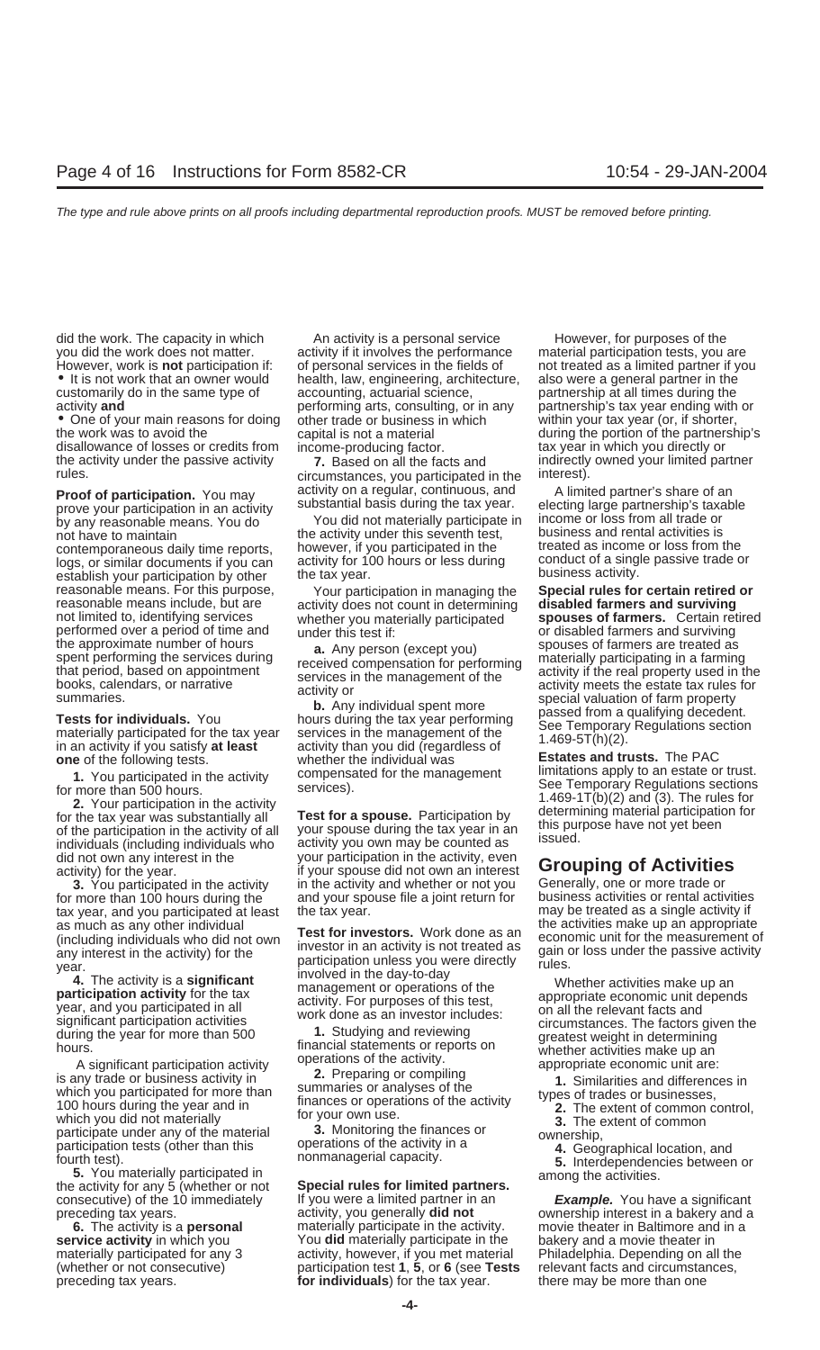did the work. The capacity in which you did the work does not matter. However, work is **not** participation if:

- It is not work that an owner would customarily do in the same type of activity **and**
- One of your main reasons for doing the work was to avoid the disallowance of losses or credits from the activity under the passive activity rules.

**Proof of participation.** You may prove your participation in an activity by any reasonable means. You do not have to maintain contemporaneous daily time reports, logs, or similar documents if you can establish your participation by other reasonable means. For this purpose, reasonable means include, but are not limited to, identifying services performed over a period of time and the approximate number of hours spent performing the services during that period, based on appointment books, calendars, or narrative summaries.

**Tests for individuals.** You materially participated for the tax year in an activity if you satisfy **at least one** of the following tests.

**1.** You participated in the activity for more than 500 hours.

**2.** Your participation in the activity for the tax year was substantially all of the participation in the activity of all individuals (including individuals who did not own any interest in the activity) for the year.

**3.** You participated in the activity for more than 100 hours during the tax year, and you participated at least as much as any other individual (including individuals who did not own any interest in the activity) for the year.

**4.** The activity is a **significant participation activity** for the tax year, and you participated in all significant participation activities during the year for more than 500 hours.

A significant participation activity is any trade or business activity in which you participated for more than 100 hours during the year and in which you did not materially participate under any of the material participation tests (other than this fourth test).

**5.** You materially participated in the activity for any 5 (whether or not consecutive) of the 10 immediately preceding tax years.

**6.** The activity is a **personal service activity** in which you materially participated for any 3 (whether or not consecutive) preceding tax years.

An activity is a personal service activity if it involves the performance of personal services in the fields of health, law, engineering, architecture, accounting, actuarial science, performing arts, consulting, or in any other trade or business in which capital is not a material income-producing factor.

**7.** Based on all the facts and circumstances, you participated in the activity on a regular, continuous, and substantial basis during the tax year.

You did not materially participate in the activity under this seventh test, however, if you participated in the activity for 100 hours or less during the tax year.

Your participation in managing the activity does not count in determining whether you materially participated under this test if:

**a.** Any person (except you) received compensation for performing services in the management of the activity or

**b.** Any individual spent more hours during the tax year performing services in the management of the activity than you did (regardless of whether the individual was compensated for the management services).

**Test for a spouse.** Participation by your spouse during the tax year in an activity you own may be counted as your participation in the activity, even if your spouse did not own an interest in the activity and whether or not you and your spouse file a joint return for the tax year.

**Test for investors.** Work done as an investor in an activity is not treated as participation unless you were directly involved in the day-to-day management or operations of the activity. For purposes of this test, work done as an investor includes:

**1.** Studying and reviewing financial statements or reports on operations of the activity.

**2.** Preparing or compiling summaries or analyses of the finances or operations of the activity for your own use.

**3.** Monitoring the finances or operations of the activity in a nonmanagerial capacity.

**Special rules for limited partners.** If you were a limited partner in an activity, you generally **did not** materially participate in the activity. You **did** materially participate in the activity, however, if you met material participation test **1**, **5**, or **6** (see **Tests for individuals**) for the tax year.

However, for purposes of the material participation tests, you are not treated as a limited partner if you also were a general partner in the partnership at all times during the partnership's tax year ending with or within your tax year (or, if shorter, during the portion of the partnership's tax year in which you directly or indirectly owned your limited partner interest).

A limited partner's share of an electing large partnership's taxable income or loss from all trade or business and rental activities is treated as income or loss from the conduct of a single passive trade or business activity.

**Special rules for certain retired or disabled farmers and surviving spouses of farmers.** Certain retired or disabled farmers and surviving spouses of farmers are treated as materially participating in a farming activity if the real property used in the activity meets the estate tax rules for special valuation of farm property passed from a qualifying decedent. See Temporary Regulations section 1.469-5T(h)(2).

**Estates and trusts.** The PAC limitations apply to an estate or trust. See Temporary Regulations sections 1.469-1T(b)(2) and (3). The rules for determining material participation for this purpose have not yet been issued.

## Grouping of Activities

Generally, one or more trade or business activities or rental activities may be treated as a single activity if the activities make up an appropriate economic unit for the measurement of gain or loss under the passive activity rules.

Whether activities make up an appropriate economic unit depends on all the relevant facts and circumstances. The factors given the greatest weight in determining whether activities make up an appropriate economic unit are:

**1.** Similarities and differences in types of trades or businesses,

**2.** The extent of common control,

**3.** The extent of common ownership,

**4.** Geographical location, and

**5.** Interdependencies between or among the activities.

***Example.*** You have a significant ownership interest in a bakery and a movie theater in Baltimore and in a bakery and a movie theater in Philadelphia. Depending on all the relevant facts and circumstances, there may be more than one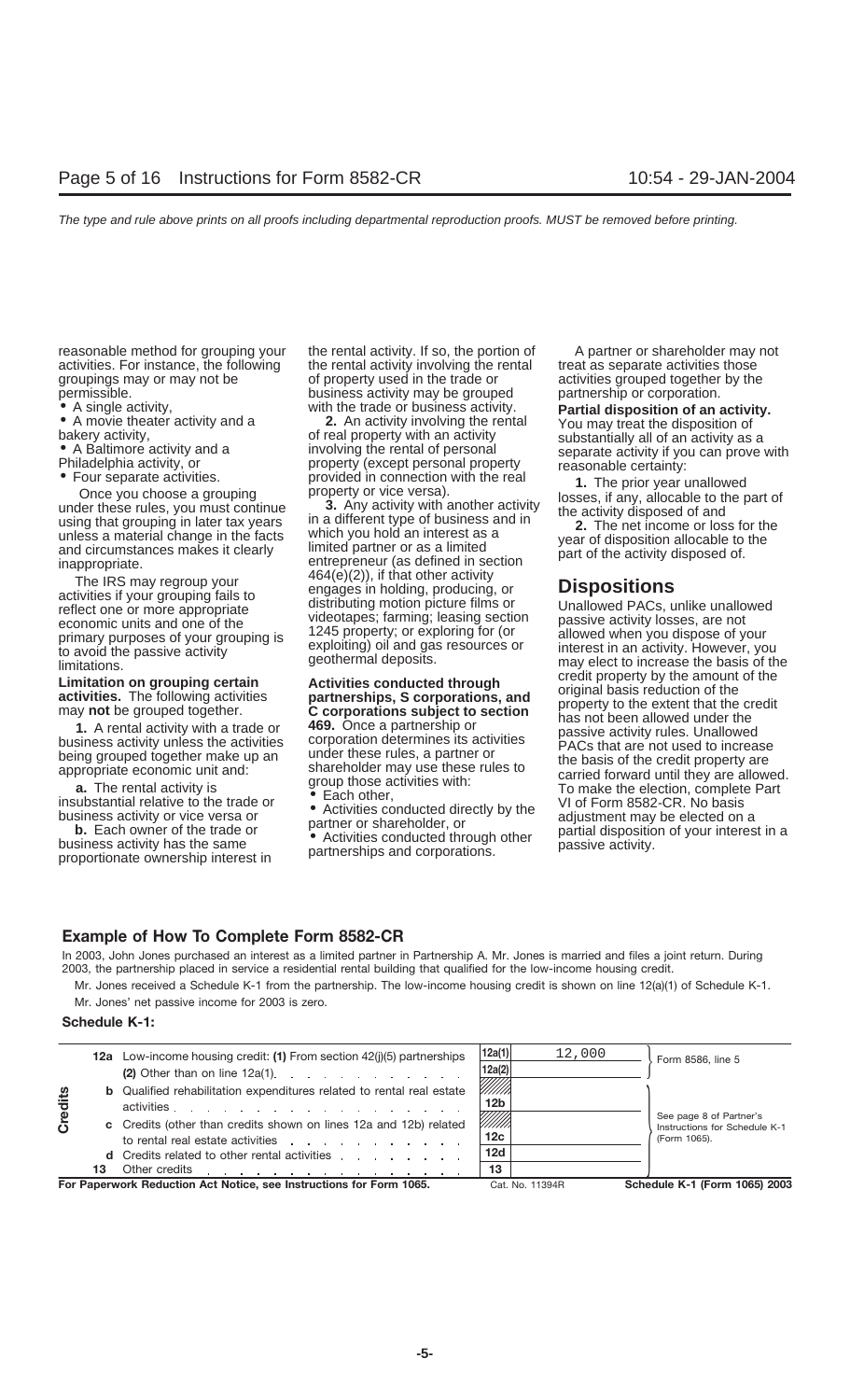reasonable method for grouping your activities. For instance, the following groupings may or may not be permissible.

- A single activity,
- A movie theater activity and a bakery activity,
- A Baltimore activity and a Philadelphia activity, or
- Four separate activities.

Once you choose a grouping under these rules, you must continue using that grouping in later tax years unless a material change in the facts and circumstances makes it clearly inappropriate.

The IRS may regroup your activities if your grouping fails to reflect one or more appropriate economic units and one of the primary purposes of your grouping is to avoid the passive activity limitations.

**Limitation on grouping certain activities.** The following activities may **not** be grouped together.

**1.** A rental activity with a trade or business activity unless the activities being grouped together make up an appropriate economic unit and:

**a.** The rental activity is insubstantial relative to the trade or business activity or vice versa or

**b.** Each owner of the trade or business activity has the same proportionate ownership interest in the rental activity. If so, the portion of the rental activity involving the rental of property used in the trade or business activity may be grouped with the trade or business activity.

**2.** An activity involving the rental of real property with an activity involving the rental of personal property (except personal property provided in connection with the real property or vice versa).

**3.** Any activity with another activity in a different type of business and in which you hold an interest as a limited partner or as a limited entrepreneur (as defined in section 464(e)(2)), if that other activity engages in holding, producing, or distributing motion picture films or videotapes; farming; leasing section 1245 property; or exploring for (or exploiting) oil and gas resources or geothermal deposits.

**Activities conducted through partnerships, S corporations, and C corporations subject to section 469.** Once a partnership or corporation determines its activities under these rules, a partner or shareholder may use these rules to group those activities with:

- Each other,
- Activities conducted directly by the partner or shareholder, or
- Activities conducted through other partnerships and corporations.

A partner or shareholder may not treat as separate activities those activities grouped together by the partnership or corporation.

**Partial disposition of an activity.** You may treat the disposition of substantially all of an activity as a separate activity if you can prove with reasonable certainty:

**1.** The prior year unallowed losses, if any, allocable to the part of the activity disposed of and

**2.** The net income or loss for the year of disposition allocable to the part of the activity disposed of.

## Dispositions

Unallowed PACs, unlike unallowed passive activity losses, are not allowed when you dispose of your interest in an activity. However, you may elect to increase the basis of the credit property by the amount of the original basis reduction of the property to the extent that the credit has not been allowed under the passive activity rules. Unallowed PACs that are not used to increase the basis of the credit property are carried forward until they are allowed. To make the election, complete Part VI of Form 8582-CR. No basis adjustment may be elected on a partial disposition of your interest in a passive activity.

## Example of How To Complete Form 8582-CR

In 2003, John Jones purchased an interest as a limited partner in Partnership A. Mr. Jones is married and files a joint return. During 2003, the partnership placed in service a residential rental building that qualified for the low-income housing credit.

Mr. Jones received a Schedule K-1 from the partnership. The low-income housing credit is shown on line 12(a)(1) of Schedule K-1.

Mr. Jones' net passive income for 2003 is zero.

### Schedule K-1:

| | | | Line | Amount | |
|---|---|---|---|---|---|
| Credits | 12a | Low-income housing credit: **(1)** From section 42(j)(5) partnerships | 12a(1) | 12,000 | Form 8586, line 5 |
| | | **(2)** Other than on line 12a(1). | 12a(2) | | |
| | **b** | Qualified rehabilitation expenditures related to rental real estate activities | 12b | | See page 8 of Partner's Instructions for Schedule K-1 (Form 1065). |
| | **c** | Credits (other than credits shown on lines 12a and 12b) related to rental real estate activities | 12c | | |
| | **d** | Credits related to other rental activities | 12d | | |
| | 13 | Other credits | 13 | | |

**For Paperwork Reduction Act Notice, see Instructions for Form 1065.** Cat. No. 11394R **Schedule K-1 (Form 1065) 2003**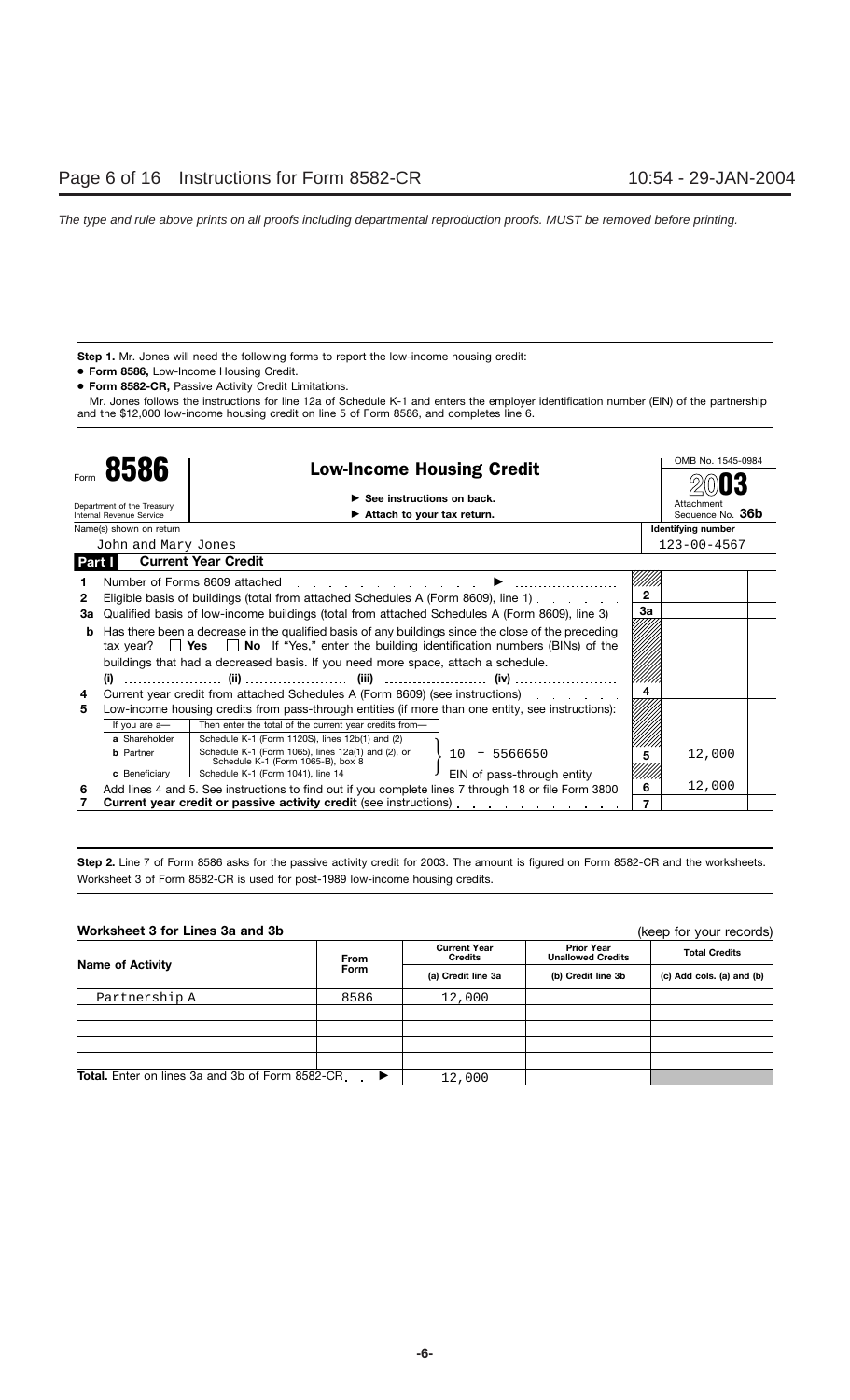**Step 1.** Mr. Jones will need the following forms to report the low-income housing credit:

- **Form 8586,** Low-Income Housing Credit.
- **Form 8582-CR,** Passive Activity Credit Limitations.

Mr. Jones follows the instructions for line 12a of Schedule K-1 and enters the employer identification number (EIN) of the partnership and the $12,000 low-income housing credit on line 5 of Form 8586, and completes line 6.

Form **8586** — **Low-Income Housing Credit**

Department of the Treasury Internal Revenue Service

▶ See instructions on back.
▶ Attach to your tax return.

OMB No. 1545-0984 — **2003** — Attachment Sequence No. **36b**

Name(s) shown on return: John and Mary Jones — **Identifying number:** 123-00-4567

**Part I — Current Year Credit**

| Line | Description | Line No. | Amount |
|---|---|---|---|
| 1 | Number of Forms 8609 attached ▶ | | |
| 2 | Eligible basis of buildings (total from attached Schedules A (Form 8609), line 1) | 2 | |
| 3a | Qualified basis of low-income buildings (total from attached Schedules A (Form 8609), line 3) | 3a | |
| b | Has there been a decrease in the qualified basis of any buildings since the close of the preceding tax year? ☐ **Yes** ☐ **No** If "Yes," enter the building identification numbers (BINs) of the buildings that had a decreased basis. If you need more space, attach a schedule. (i) ........ (ii) ........ (iii) ........ (iv) ........ | | |
| 4 | Current year credit from attached Schedules A (Form 8609) (see instructions) | 4 | |
| 5 | Low-income housing credits from pass-through entities (if more than one entity, see instructions): If you are a— **a** Shareholder: Then enter the total of the current year credits from— Schedule K-1 (Form 1120S), lines 12b(1) and (2); **b** Partner: Schedule K-1 (Form 1065), lines 12a(1) and (2), or Schedule K-1 (Form 1065-B), box 8; **c** Beneficiary: Schedule K-1 (Form 1041), line 14 — 10 – 5566650 (EIN of pass-through entity) | 5 | 12,000 |
| 6 | Add lines 4 and 5. See instructions to find out if you complete lines 7 through 18 or file Form 3800 | 6 | 12,000 |
| 7 | **Current year credit or passive activity credit** (see instructions) | 7 | |

**Step 2.** Line 7 of Form 8586 asks for the passive activity credit for 2003. The amount is figured on Form 8582-CR and the worksheets. Worksheet 3 of Form 8582-CR is used for post-1989 low-income housing credits.

**Worksheet 3 for Lines 3a and 3b** (keep for your records)

| Name of Activity | From Form | Current Year Credits (a) Credit line 3a | Prior Year Unallowed Credits (b) Credit line 3b | Total Credits (c) Add cols. (a) and (b) |
|---|---|---|---|---|
| Partnership A | 8586 | 12,000 | | |
| | | | | |
| | | | | |
| | | | | |
| **Total.** Enter on lines 3a and 3b of Form 8582-CR ▶ | | 12,000 | | |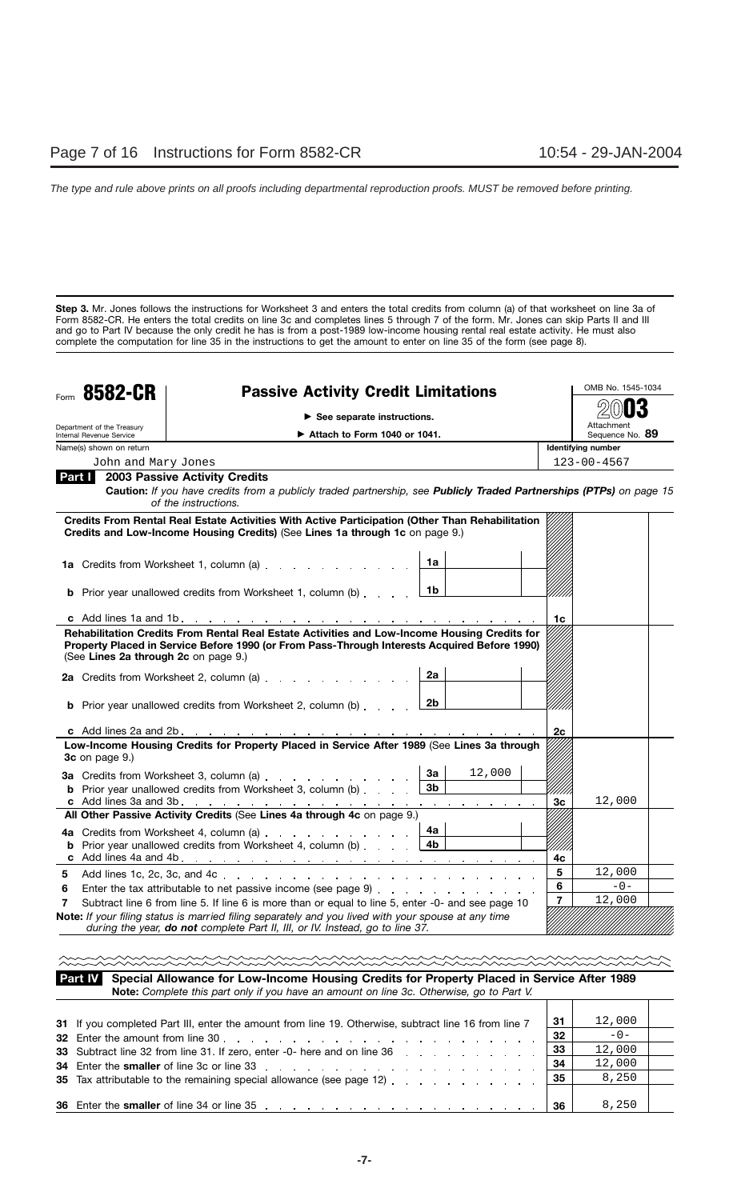**Step 3.** Mr. Jones follows the instructions for Worksheet 3 and enters the total credits from column (a) of that worksheet on line 3a of Form 8582-CR. He enters the total credits on line 3c and completes lines 5 through 7 of the form. Mr. Jones can skip Parts II and III and go to Part IV because the only credit he has is from a post-1989 low-income housing rental real estate activity. He must also complete the computation for line 35 in the instructions to get the amount to enter on line 35 of the form (see page 8).

# Form 8582-CR — Passive Activity Credit Limitations

Department of the Treasury
Internal Revenue Service

▶ See separate instructions.
▶ Attach to Form 1040 or 1041.

OMB No. 1545-1034
2003
Attachment Sequence No. 89

Name(s) shown on return: John and Mary Jones
Identifying number: 123-00-4567

## Part I 2003 Passive Activity Credits

**Caution:** *If you have credits from a publicly traded partnership, see* ***Publicly Traded Partnerships (PTPs)*** *on page 15 of the instructions.*

**Credits From Rental Real Estate Activities With Active Participation (Other Than Rehabilitation Credits and Low-Income Housing Credits)** (See **Lines 1a through 1c** on page 9.)

| Line | Description | Sub-line | Amount | Line | Amount |
|---|---|---|---|---|---|
| 1a | Credits from Worksheet 1, column (a) | 1a | | | |
| b | Prior year unallowed credits from Worksheet 1, column (b) | 1b | | | |
| c | Add lines 1a and 1b | | | 1c | |

**Rehabilitation Credits From Rental Real Estate Activities and Low-Income Housing Credits for Property Placed in Service Before 1990 (or From Pass-Through Interests Acquired Before 1990)** (See **Lines 2a through 2c** on page 9.)

| Line | Description | Sub-line | Amount | Line | Amount |
|---|---|---|---|---|---|
| 2a | Credits from Worksheet 2, column (a) | 2a | | | |
| b | Prior year unallowed credits from Worksheet 2, column (b) | 2b | | | |
| c | Add lines 2a and 2b | | | 2c | |

**Low-Income Housing Credits for Property Placed in Service After 1989** (See **Lines 3a through 3c** on page 9.)

| Line | Description | Sub-line | Amount | Line | Amount |
|---|---|---|---|---|---|
| 3a | Credits from Worksheet 3, column (a) | 3a | 12,000 | | |
| b | Prior year unallowed credits from Worksheet 3, column (b) | 3b | | | |
| c | Add lines 3a and 3b | | | 3c | 12,000 |

**All Other Passive Activity Credits** (See **Lines 4a through 4c** on page 9.)

| Line | Description | Sub-line | Amount | Line | Amount |
|---|---|---|---|---|---|
| 4a | Credits from Worksheet 4, column (a) | 4a | | | |
| b | Prior year unallowed credits from Worksheet 4, column (b) | 4b | | | |
| c | Add lines 4a and 4b | | | 4c | |
| 5 | Add lines 1c, 2c, 3c, and 4c | | | 5 | 12,000 |
| 6 | Enter the tax attributable to net passive income (see page 9) | | | 6 | -0- |
| 7 | Subtract line 6 from line 5. If line 6 is more than or equal to line 5, enter -0- and see page 10 | | | 7 | 12,000 |

**Note:** *If your filing status is married filing separately and you lived with your spouse at any time during the year,* ***do not*** *complete Part II, III, or IV. Instead, go to line 37.*

## Part IV Special Allowance for Low-Income Housing Credits for Property Placed in Service After 1989

**Note:** *Complete this part only if you have an amount on line 3c. Otherwise, go to Part V.*

| Line | Description | Line | Amount |
|---|---|---|---|
| 31 | If you completed Part III, enter the amount from line 19. Otherwise, subtract line 16 from line 7 | 31 | 12,000 |
| 32 | Enter the amount from line 30 | 32 | -0- |
| 33 | Subtract line 32 from line 31. If zero, enter -0- here and on line 36 | 33 | 12,000 |
| 34 | Enter the **smaller** of line 3c or line 33 | 34 | 12,000 |
| 35 | Tax attributable to the remaining special allowance (see page 12) | 35 | 8,250 |
| 36 | Enter the **smaller** of line 34 or line 35 | 36 | 8,250 |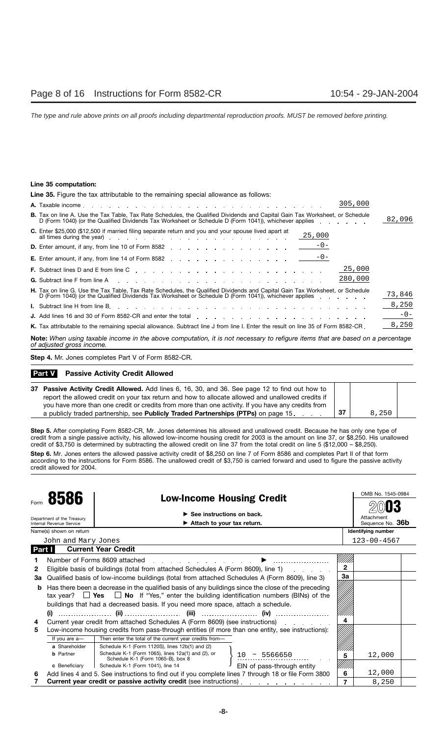**Line 35 computation:**

**Line 35.** Figure the tax attributable to the remaining special allowance as follows:

| | | | |
|---|---|---|---|
| **A.** Taxable income | | 305,000 | |
| **B.** Tax on line A. Use the Tax Table, Tax Rate Schedules, the Qualified Dividends and Capital Gain Tax Worksheet, or Schedule D (Form 1040) (or the Qualified Dividends Tax Worksheet or Schedule D (Form 1041)), whichever applies | | | 82,096 |
| **C.** Enter $25,000 ($12,500 if married filing separate return and you and your spouse lived apart at all times during the year) | 25,000 | | |
| **D.** Enter amount, if any, from line 10 of Form 8582 | -0- | | |
| **E.** Enter amount, if any, from line 14 of Form 8582 | -0- | | |
| **F.** Subtract lines D and E from line C | | 25,000 | |
| **G.** Subtract line F from line A | | 280,000 | |
| **H.** Tax on line G. Use the Tax Table, Tax Rate Schedules, the Qualified Dividends and Capital Gain Tax Worksheet, or Schedule D (Form 1040) (or the Qualified Dividends Tax Worksheet or Schedule D (Form 1041)), whichever applies | | | 73,846 |
| **I.** Subtract line H from line B | | | 8,250 |
| **J.** Add lines 16 and 30 of Form 8582-CR and enter the total | | | -0- |
| **K.** Tax attributable to the remaining special allowance. Subtract line J from line I. Enter the result on line 35 of Form 8582-CR | | | 8,250 |

**Note:** *When using taxable income in the above computation, it is not necessary to refigure items that are based on a percentage of adjusted gross income.*

**Step 4.** Mr. Jones completes Part V of Form 8582-CR.

**Part V** **Passive Activity Credit Allowed**

| | | |
|---|---|---|
| **37** **Passive Activity Credit Allowed.** Add lines 6, 16, 30, and 36. See page 12 to find out how to report the allowed credit on your tax return and how to allocate allowed and unallowed credits if you have more than one credit or credits from more than one activity. If you have any credits from a publicly traded partnership, see **Publicly Traded Partnerships (PTPs)** on page 15 | 37 | 8,250 |

**Step 5.** After completing Form 8582-CR, Mr. Jones determines his allowed and unallowed credit. Because he has only one type of credit from a single passive activity, his allowed low-income housing credit for 2003 is the amount on line 37, or $8,250. His unallowed credit of $3,750 is determined by subtracting the allowed credit on line 37 from the total credit on line 5 ($12,000 − $8,250).

**Step 6.** Mr. Jones enters the allowed passive activity credit of $8,250 on line 7 of Form 8586 and completes Part II of that form according to the instructions for Form 8586. The unallowed credit of $3,750 is carried forward and used to figure the passive activity credit allowed for 2004.

Form **8586** — **Low-Income Housing Credit** — OMB No. 1545-0984 — **2003**

Department of the Treasury, Internal Revenue Service — ▶ See instructions on back. ▶ Attach to your tax return. — Attachment Sequence No. **36b**

Name(s) shown on return: John and Mary Jones — **Identifying number:** 123-00-4567

**Part I** **Current Year Credit**

| | | | |
|---|---|---|---|
| **1** | Number of Forms 8609 attached ▶ | | |
| **2** | Eligible basis of buildings (total from attached Schedules A (Form 8609), line 1) | 2 | |
| **3a** | Qualified basis of low-income buildings (total from attached Schedules A (Form 8609), line 3) | 3a | |
| **b** | Has there been a decrease in the qualified basis of any buildings since the close of the preceding tax year? ☐ **Yes** ☐ **No** If "Yes," enter the building identification numbers (BINs) of the buildings that had a decreased basis. If you need more space, attach a schedule. (i) ........ (ii) ........ (iii) ........ (iv) ........ | | |
| **4** | Current year credit from attached Schedules A (Form 8609) (see instructions) | 4 | |
| **5** | Low-income housing credits from pass-through entities (if more than one entity, see instructions): If you are a— **a** Shareholder: Schedule K-1 (Form 1120S), lines 12b(1) and (2); **b** Partner: Schedule K-1 (Form 1065), lines 12a(1) and (2), or Schedule K-1 (Form 1065-B), box 8; **c** Beneficiary: Schedule K-1 (Form 1041), line 14 — Then enter the total of the current year credits from— EIN of pass-through entity: 10 – 5566650 | 5 | 12,000 |
| **6** | Add lines 4 and 5. See instructions to find out if you complete lines 7 through 18 or file Form 3800 | 6 | 12,000 |
| **7** | **Current year credit or passive activity credit** (see instructions) | 7 | 8,250 |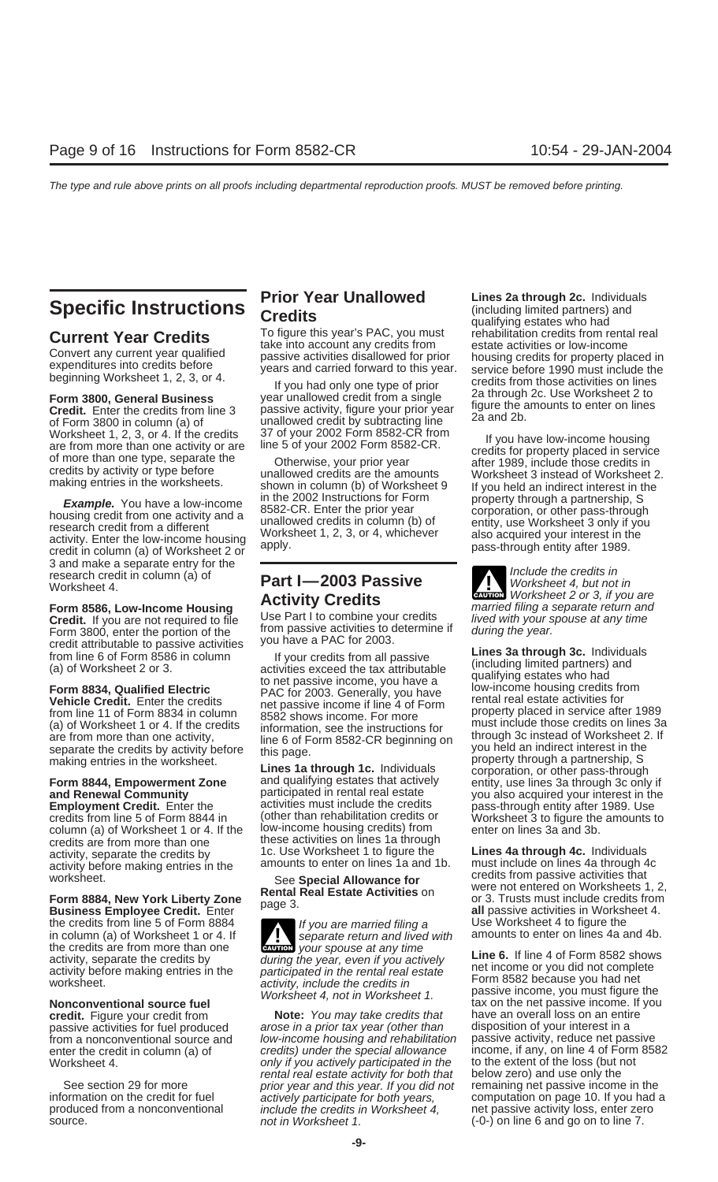# Specific Instructions

## Current Year Credits

Convert any current year qualified expenditures into credits before beginning Worksheet 1, 2, 3, or 4.

**Form 3800, General Business Credit.** Enter the credits from line 3 of Form 3800 in column (a) of Worksheet 1, 2, 3, or 4. If the credits are from more than one activity or are of more than one type, separate the credits by activity or type before making entries in the worksheets.

***Example.*** You have a low-income housing credit from one activity and a research credit from a different activity. Enter the low-income housing credit in column (a) of Worksheet 2 or 3 and make a separate entry for the research credit in column (a) of Worksheet 4.

**Form 8586, Low-Income Housing Credit.** If you are not required to file Form 3800, enter the portion of the credit attributable to passive activities from line 6 of Form 8586 in column (a) of Worksheet 2 or 3.

**Form 8834, Qualified Electric Vehicle Credit.** Enter the credits from line 11 of Form 8834 in column (a) of Worksheet 1 or 4. If the credits are from more than one activity, separate the credits by activity before making entries in the worksheet.

**Form 8844, Empowerment Zone and Renewal Community Employment Credit.** Enter the credits from line 5 of Form 8844 in column (a) of Worksheet 1 or 4. If the credits are from more than one activity, separate the credits by activity before making entries in the worksheet.

**Form 8884, New York Liberty Zone Business Employee Credit.** Enter the credits from line 5 of Form 8884 in column (a) of Worksheet 1 or 4. If the credits are from more than one activity, separate the credits by activity before making entries in the worksheet.

**Nonconventional source fuel credit.** Figure your credit from passive activities for fuel produced from a nonconventional source and enter the credit in column (a) of Worksheet 4.

See section 29 for more information on the credit for fuel produced from a nonconventional source.

## Prior Year Unallowed Credits

To figure this year's PAC, you must take into account any credits from passive activities disallowed for prior years and carried forward to this year.

If you had only one type of prior year unallowed credit from a single passive activity, figure your prior year unallowed credit by subtracting line 37 of your 2002 Form 8582-CR from line 5 of your 2002 Form 8582-CR.

Otherwise, your prior year unallowed credits are the amounts shown in column (b) of Worksheet 9 in the 2002 Instructions for Form 8582-CR. Enter the prior year unallowed credits in column (b) of Worksheet 1, 2, 3, or 4, whichever apply.

## Part I—2003 Passive Activity Credits

Use Part I to combine your credits from passive activities to determine if you have a PAC for 2003.

If your credits from all passive activities exceed the tax attributable to net passive income, you have a PAC for 2003. Generally, you have net passive income if line 4 of Form 8582 shows income. For more information, see the instructions for line 6 of Form 8582-CR beginning on this page.

**Lines 1a through 1c.** Individuals and qualifying estates that actively participated in rental real estate activities must include the credits (other than rehabilitation credits or low-income housing credits) from these activities on lines 1a through 1c. Use Worksheet 1 to figure the amounts to enter on lines 1a and 1b.

See **Special Allowance for Rental Real Estate Activities** on page 3.

> **CAUTION:** *If you are married filing a separate return and lived with your spouse at any time during the year, even if you actively participated in the rental real estate activity, include the credits in Worksheet 4, not in Worksheet 1.*

***Note.*** *You may take credits that arose in a prior tax year (other than low-income housing and rehabilitation credits) under the special allowance only if you actively participated in the rental real estate activity for both that prior year and this year. If you did not actively participate for both years, include the credits in Worksheet 4, not in Worksheet 1.*

**Lines 2a through 2c.** Individuals (including limited partners) and qualifying estates who had rehabilitation credits from rental real estate activities or low-income housing credits for property placed in service before 1990 must include the credits from those activities on lines 2a through 2c. Use Worksheet 2 to figure the amounts to enter on lines 2a and 2b.

If you have low-income housing credits for property placed in service after 1989, include those credits in Worksheet 3 instead of Worksheet 2. If you held an indirect interest in the property through a partnership, S corporation, or other pass-through entity, use Worksheet 3 only if you also acquired your interest in the pass-through entity after 1989.

> **CAUTION:** *Include the credits in Worksheet 4, but not in Worksheet 2 or 3, if you are married filing a separate return and lived with your spouse at any time during the year.*

**Lines 3a through 3c.** Individuals (including limited partners) and qualifying estates who had low-income housing credits from rental real estate activities for property placed in service after 1989 must include those credits on lines 3a through 3c instead of Worksheet 2. If you held an indirect interest in the property through a partnership, S corporation, or other pass-through entity, use lines 3a through 3c only if you also acquired your interest in the pass-through entity after 1989. Use Worksheet 3 to figure the amounts to enter on lines 3a and 3b.

**Lines 4a through 4c.** Individuals must include on lines 4a through 4c credits from passive activities that were not entered on Worksheets 1, 2, or 3. Trusts must include credits from **all** passive activities in Worksheet 4. Use Worksheet 4 to figure the amounts to enter on lines 4a and 4b.

**Line 6.** If line 4 of Form 8582 shows net income or you did not complete Form 8582 because you had net passive income, you must figure the tax on the net passive income. If you have an overall loss on an entire disposition of your interest in a passive activity, reduce net passive income, if any, on line 4 of Form 8582 to the extent of the loss (but not below zero) and use only the remaining net passive income in the computation on page 10. If you had a net passive activity loss, enter zero (-0-) on line 6 and go on to line 7.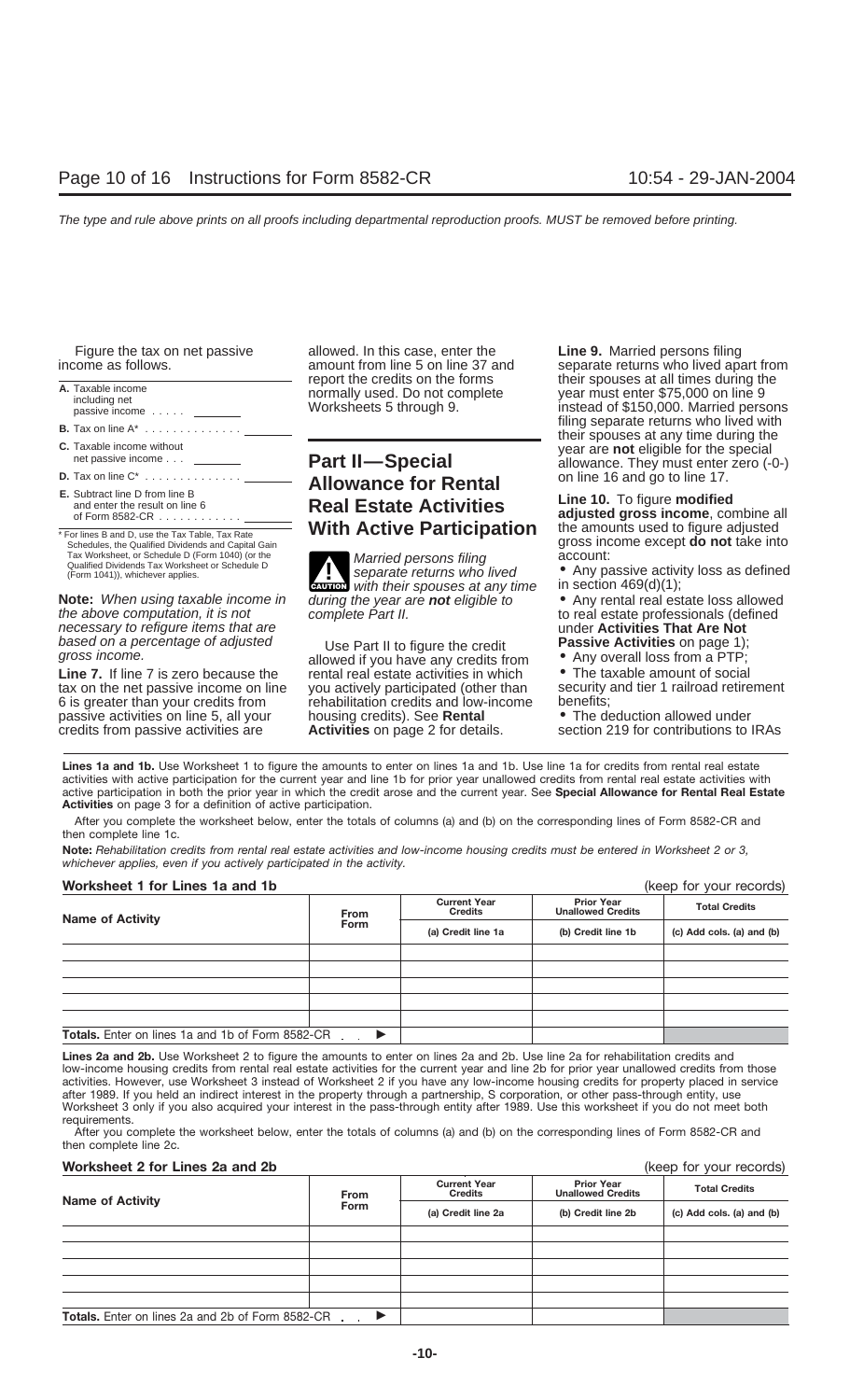Figure the tax on net passive income as follows.

| | |
|---|---|
| **A.** Taxable income including net passive income | |
| **B.** Tax on line A* | |
| **C.** Taxable income without net passive income | |
| **D.** Tax on line C* | |
| **E.** Subtract line D from line B and enter the result on line 6 of Form 8582-CR | |

* For lines B and D, use the Tax Table, Tax Rate Schedules, the Qualified Dividends and Capital Gain Tax Worksheet, or Schedule D (Form 1040) (or the Qualified Dividends Tax Worksheet or Schedule D (Form 1041)), whichever applies.

**Note:** *When using taxable income in the above computation, it is not necessary to refigure items that are based on a percentage of adjusted gross income.*

**Line 7.** If line 7 is zero because the tax on the net passive income on line 6 is greater than your credits from passive activities on line 5, all your credits from passive activities are allowed. In this case, enter the amount from line 5 on line 37 and report the credits on the forms normally used. Do not complete Worksheets 5 through 9.

## Part II—Special Allowance for Rental Real Estate Activities With Active Participation

**CAUTION:** *Married persons filing separate returns who lived with their spouses at any time during the year are* **not** *eligible to complete Part II.*

Use Part II to figure the credit allowed if you have any credits from rental real estate activities in which you actively participated (other than rehabilitation credits and low-income housing credits). See **Rental Activities** on page 2 for details.

**Line 9.** Married persons filing separate returns who lived apart from their spouses at all times during the year must enter $75,000 on line 9 instead of $150,000. Married persons filing separate returns who lived with their spouses at any time during the year are **not** eligible for the special allowance. They must enter zero (-0-) on line 16 and go to line 17.

**Line 10.** To figure **modified adjusted gross income**, combine all the amounts used to figure adjusted gross income except **do not** take into account:

- Any passive activity loss as defined in section 469(d)(1);
- Any rental real estate loss allowed to real estate professionals (defined under **Activities That Are Not Passive Activities** on page 1);
- Any overall loss from a PTP;
- The taxable amount of social security and tier 1 railroad retirement benefits;
- The deduction allowed under section 219 for contributions to IRAs

**Lines 1a and 1b.** Use Worksheet 1 to figure the amounts to enter on lines 1a and 1b. Use line 1a for credits from rental real estate activities with active participation for the current year and line 1b for prior year unallowed credits from rental real estate activities with active participation in both the prior year in which the credit arose and the current year. See **Special Allowance for Rental Real Estate Activities** on page 3 for a definition of active participation.

After you complete the worksheet below, enter the totals of columns (a) and (b) on the corresponding lines of Form 8582-CR and then complete line 1c.

**Note:** *Rehabilitation credits from rental real estate activities and low-income housing credits must be entered in Worksheet 2 or 3, whichever applies, even if you actively participated in the activity.*

**Worksheet 1 for Lines 1a and 1b** (keep for your records)

| Name of Activity | From Form | Current Year Credits | Prior Year Unallowed Credits | Total Credits |
|---|---|---|---|---|
| | | (a) Credit line 1a | (b) Credit line 1b | (c) Add cols. (a) and (b) |
| | | | | |
| | | | | |
| | | | | |
| | | | | |
| **Totals.** Enter on lines 1a and 1b of Form 8582-CR ▶ | | | | |

**Lines 2a and 2b.** Use Worksheet 2 to figure the amounts to enter on lines 2a and 2b. Use line 2a for rehabilitation credits and low-income housing credits from rental real estate activities for the current year and line 2b for prior year unallowed credits from those activities. However, use Worksheet 3 instead of Worksheet 2 if you have any low-income housing credits for property placed in service after 1989. If you held an indirect interest in the property through a partnership, S corporation, or other pass-through entity, use Worksheet 3 only if you also acquired your interest in the pass-through entity after 1989. Use this worksheet if you do not meet both requirements.

After you complete the worksheet below, enter the totals of columns (a) and (b) on the corresponding lines of Form 8582-CR and then complete line 2c.

**Worksheet 2 for Lines 2a and 2b** (keep for your records)

| Name of Activity | From Form | Current Year Credits | Prior Year Unallowed Credits | Total Credits |
|---|---|---|---|---|
| | | (a) Credit line 2a | (b) Credit line 2b | (c) Add cols. (a) and (b) |
| | | | | |
| | | | | |
| | | | | |
| | | | | |
| **Totals.** Enter on lines 2a and 2b of Form 8582-CR ▶ | | | | |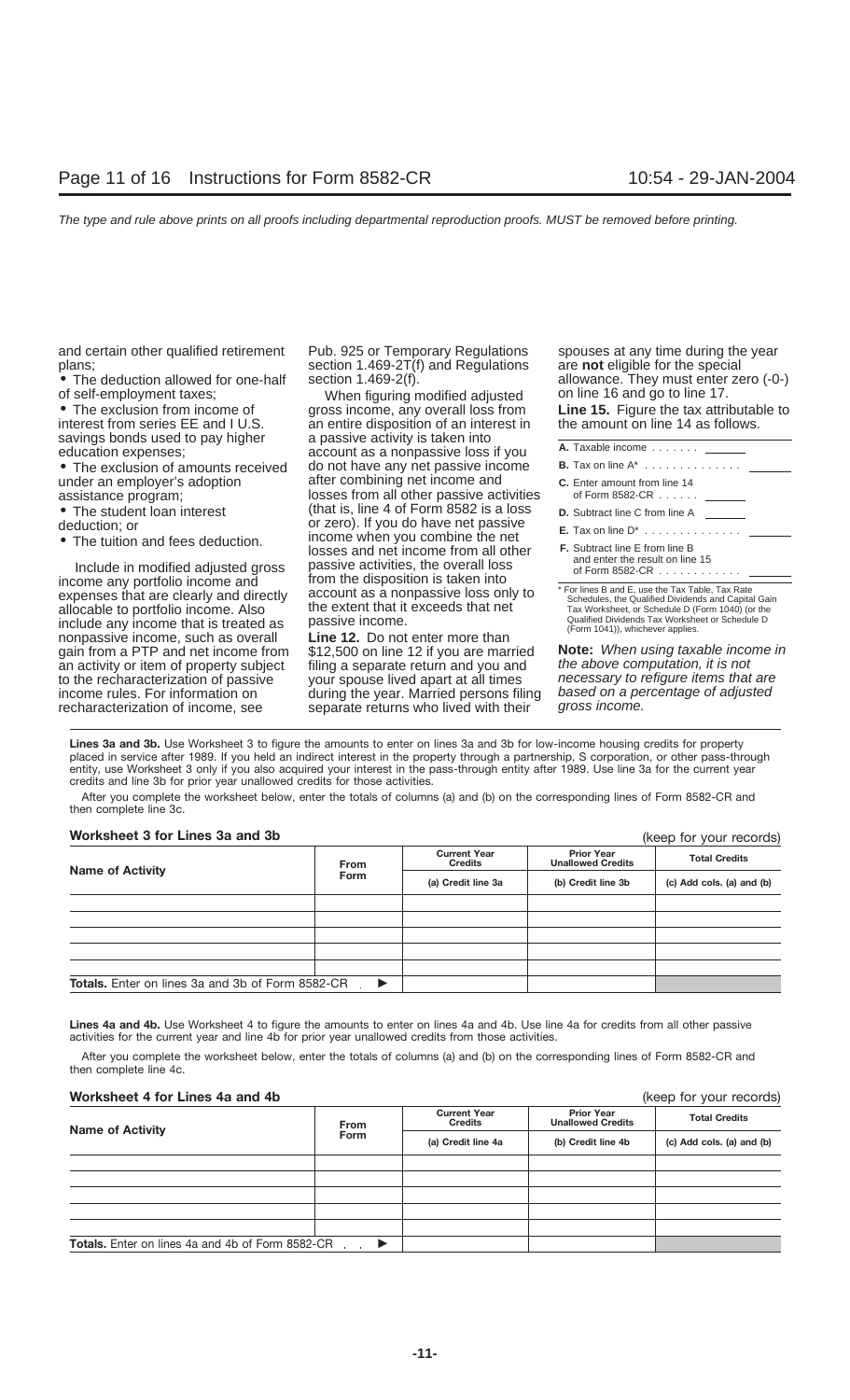and certain other qualified retirement plans;

- The deduction allowed for one-half of self-employment taxes;
- The exclusion from income of interest from series EE and I U.S. savings bonds used to pay higher education expenses;
- The exclusion of amounts received under an employer's adoption assistance program;
- The student loan interest deduction; or
- The tuition and fees deduction.

Include in modified adjusted gross income any portfolio income and expenses that are clearly and directly allocable to portfolio income. Also include any income that is treated as nonpassive income, such as overall gain from a PTP and net income from an activity or item of property subject to the recharacterization of passive income rules. For information on recharacterization of income, see Pub. 925 or Temporary Regulations section 1.469-2T(f) and Regulations section 1.469-2(f).

When figuring modified adjusted gross income, any overall loss from an entire disposition of an interest in a passive activity is taken into account as a nonpassive loss if you do not have any net passive income after combining net income and losses from all other passive activities (that is, line 4 of Form 8582 is a loss or zero). If you do have net passive income when you combine the net losses and net income from all other passive activities, the overall loss from the disposition is taken into account as a nonpassive loss only to the extent that it exceeds that net passive income.

**Line 12.** Do not enter more than $12,500 on line 12 if you are married filing a separate return and you and your spouse lived apart at all times during the year. Married persons filing separate returns who lived with their spouses at any time during the year are **not** eligible for the special allowance. They must enter zero (-0-) on line 16 and go to line 17.

**Line 15.** Figure the tax attributable to the amount on line 14 as follows.

| | |
|---|---|
| **A.** Taxable income . . . . . . . | |
| **B.** Tax on line A* . . . . . . . . . . . . . | |
| **C.** Enter amount from line 14 of Form 8582-CR . . . . . . | |
| **D.** Subtract line C from line A | |
| **E.** Tax on line D* . . . . . . . . . . . . . | |
| **F.** Subtract line E from line B and enter the result on line 15 of Form 8582-CR . . . . . . . . . . . | |

\* For lines B and E, use the Tax Table, Tax Rate Schedules, the Qualified Dividends and Capital Gain Tax Worksheet, or Schedule D (Form 1040) (or the Qualified Dividends Tax Worksheet or Schedule D (Form 1041)), whichever applies.

**Note:** *When using taxable income in the above computation, it is not necessary to refigure items that are based on a percentage of adjusted gross income.*

**Lines 3a and 3b.** Use Worksheet 3 to figure the amounts to enter on lines 3a and 3b for low-income housing credits for property placed in service after 1989. If you held an indirect interest in the property through a partnership, S corporation, or other pass-through entity, use Worksheet 3 only if you also acquired your interest in the pass-through entity after 1989. Use line 3a for the current year credits and line 3b for prior year unallowed credits for those activities.

After you complete the worksheet below, enter the totals of columns (a) and (b) on the corresponding lines of Form 8582-CR and then complete line 3c.

**Worksheet 3 for Lines 3a and 3b** (keep for your records)

| Name of Activity | From Form | Current Year Credits (a) Credit line 3a | Prior Year Unallowed Credits (b) Credit line 3b | Total Credits (c) Add cols. (a) and (b) |
|---|---|---|---|---|
| | | | | |
| | | | | |
| | | | | |
| | | | | |
| | | | | |
| **Totals.** Enter on lines 3a and 3b of Form 8582-CR ▶ | | | | |

**Lines 4a and 4b.** Use Worksheet 4 to figure the amounts to enter on lines 4a and 4b. Use line 4a for credits from all other passive activities for the current year and line 4b for prior year unallowed credits from those activities.

After you complete the worksheet below, enter the totals of columns (a) and (b) on the corresponding lines of Form 8582-CR and then complete line 4c.

**Worksheet 4 for Lines 4a and 4b** (keep for your records)

| Name of Activity | From Form | Current Year Credits (a) Credit line 4a | Prior Year Unallowed Credits (b) Credit line 4b | Total Credits (c) Add cols. (a) and (b) |
|---|---|---|---|---|
| | | | | |
| | | | | |
| | | | | |
| | | | | |
| | | | | |
| **Totals.** Enter on lines 4a and 4b of Form 8582-CR ▶ | | | | |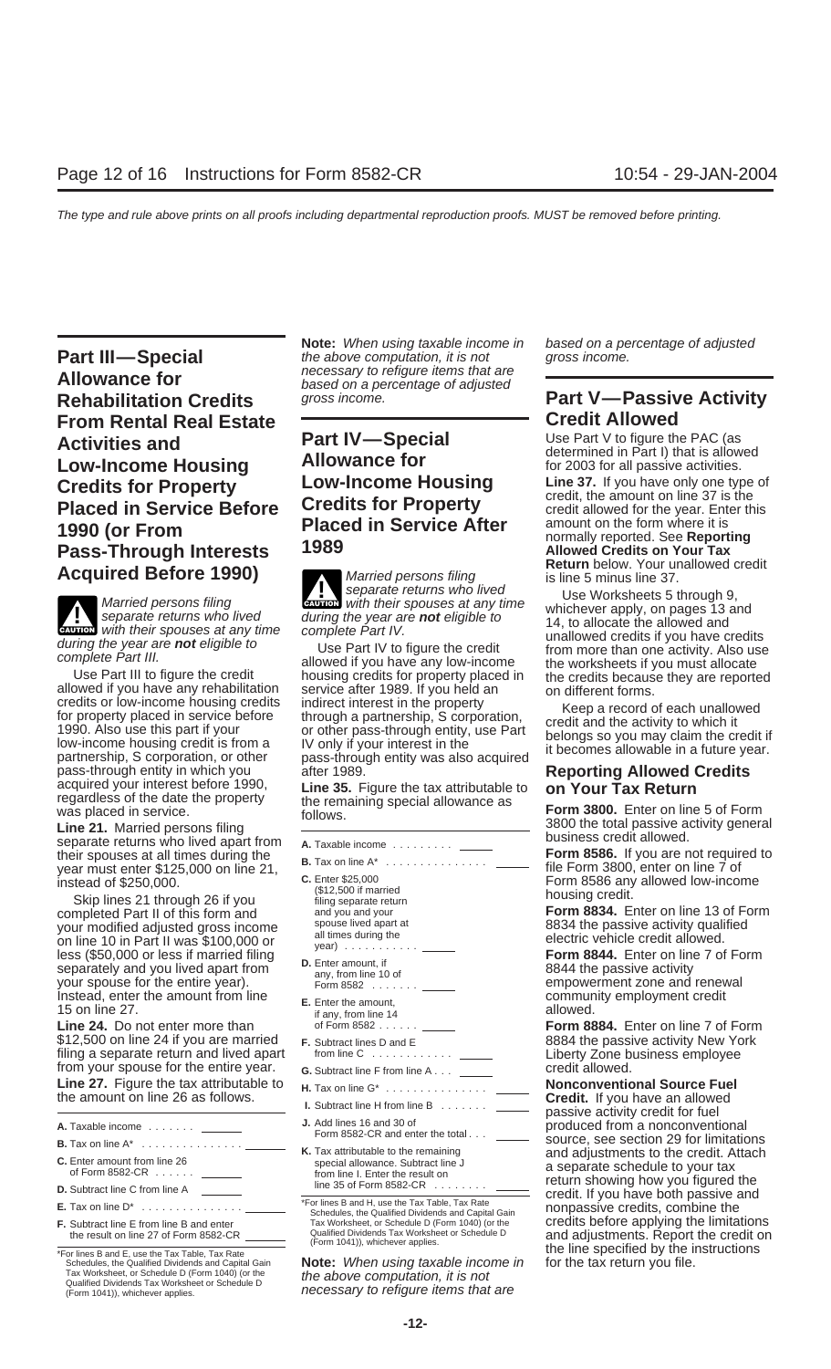## Part III—Special Allowance for Rehabilitation Credits From Rental Real Estate Activities and Low-Income Housing Credits for Property Placed in Service Before 1990 (or From Pass-Through Interests Acquired Before 1990)

**CAUTION** *Married persons filing separate returns who lived with their spouses at any time during the year are **not** eligible to complete Part III.*

Use Part III to figure the credit allowed if you have any rehabilitation credits or low-income housing credits for property placed in service before 1990. Also use this part if your low-income housing credit is from a partnership, S corporation, or other pass-through entity in which you acquired your interest before 1990, regardless of the date the property was placed in service.

**Line 21.** Married persons filing separate returns who lived apart from their spouses at all times during the year must enter $125,000 on line 21, instead of $250,000.

Skip lines 21 through 26 if you completed Part II of this form and your modified adjusted gross income on line 10 in Part II was $100,000 or less ($50,000 or less if married filing separately and you lived apart from your spouse for the entire year). Instead, enter the amount from line 15 on line 27.

**Line 24.** Do not enter more than $12,500 on line 24 if you are married filing a separate return and lived apart from your spouse for the entire year.

**Line 27.** Figure the tax attributable to the amount on line 26 as follows.

| | |
|---|---|
| **A.** Taxable income . . . . . . . | ______ |
| **B.** Tax on line A* . . . . . . . . . . . . . . . | ______ |
| **C.** Enter amount from line 26 of Form 8582-CR . . . . . . | ______ |
| **D.** Subtract line C from line A | ______ |
| **E.** Tax on line D* . . . . . . . . . . . . . . . | ______ |
| **F.** Subtract line E from line B and enter the result on line 27 of Form 8582-CR | ______ |

*For lines B and E, use the Tax Table, Tax Rate Schedules, the Qualified Dividends and Capital Gain Tax Worksheet, or Schedule D (Form 1040) (or the Qualified Dividends Tax Worksheet or Schedule D (Form 1041)), whichever applies.

**Note:** *When using taxable income in the above computation, it is not necessary to refigure items that are based on a percentage of adjusted gross income.*

## Part IV—Special Allowance for Low-Income Housing Credits for Property Placed in Service After 1989

**CAUTION** *Married persons filing separate returns who lived with their spouses at any time during the year are **not** eligible to complete Part IV.*

Use Part IV to figure the credit allowed if you have any low-income housing credits for property placed in service after 1989. If you held an indirect interest in the property through a partnership, S corporation, or other pass-through entity, use Part IV only if your interest in the pass-through entity was also acquired after 1989.

**Line 35.** Figure the tax attributable to the remaining special allowance as follows.

| | |
|---|---|
| **A.** Taxable income . . . . . . . . . | ______ |
| **B.** Tax on line A* . . . . . . . . . . . . . . . | ______ |
| **C.** Enter $25,000 ($12,500 if married filing separate return and you and your spouse lived apart at all times during the year) . . . . . . . . . . . | ______ |
| **D.** Enter amount, if any, from line 10 of Form 8582 . . . . . . . | ______ |
| **E.** Enter the amount, if any, from line 14 of Form 8582 . . . . . . | ______ |
| **F.** Subtract lines D and E from line C . . . . . . . . . . . | ______ |
| **G.** Subtract line F from line A . . . | ______ |
| **H.** Tax on line G* . . . . . . . . . . . . . . . | ______ |
| **I.** Subtract line H from line B . . . . . . . | ______ |
| **J.** Add lines 16 and 30 of Form 8582-CR and enter the total . . . | ______ |
| **K.** Tax attributable to the remaining special allowance. Subtract line J from line I. Enter the result on line 35 of Form 8582-CR . . . . . . . . | ______ |

*For lines B and H, use the Tax Table, Tax Rate Schedules, the Qualified Dividends and Capital Gain Tax Worksheet, or Schedule D (Form 1040) (or the Qualified Dividends Tax Worksheet or Schedule D (Form 1041)), whichever applies.

**Note:** *When using taxable income in the above computation, it is not necessary to refigure items that are based on a percentage of adjusted gross income.*

## Part V—Passive Activity Credit Allowed

Use Part V to figure the PAC (as determined in Part I) that is allowed for 2003 for all passive activities.

**Line 37.** If you have only one type of credit, the amount on line 37 is the credit allowed for the year. Enter this amount on the form where it is normally reported. See **Reporting Allowed Credits on Your Tax Return** below. Your unallowed credit is line 5 minus line 37.

Use Worksheets 5 through 9, whichever apply, on pages 13 and 14, to allocate the allowed and unallowed credits if you have credits from more than one activity. Also use the worksheets if you must allocate the credits because they are reported on different forms.

Keep a record of each unallowed credit and the activity to which it belongs so you may claim the credit if it becomes allowable in a future year.

### Reporting Allowed Credits on Your Tax Return

**Form 3800.** Enter on line 5 of Form 3800 the total passive activity general business credit allowed.

**Form 8586.** If you are not required to file Form 3800, enter on line 7 of Form 8586 any allowed low-income housing credit.

**Form 8834.** Enter on line 13 of Form 8834 the passive activity qualified electric vehicle credit allowed.

**Form 8844.** Enter on line 7 of Form 8844 the passive activity empowerment zone and renewal community employment credit allowed.

**Form 8884.** Enter on line 7 of Form 8884 the passive activity New York Liberty Zone business employee credit allowed.

**Nonconventional Source Fuel Credit.** If you have an allowed passive activity credit for fuel produced from a nonconventional source, see section 29 for limitations and adjustments to the credit. Attach a separate schedule to your tax return showing how you figured the credit. If you have both passive and nonpassive credits, combine the credits before applying the limitations and adjustments. Report the credit on the line specified by the instructions for the tax return you file.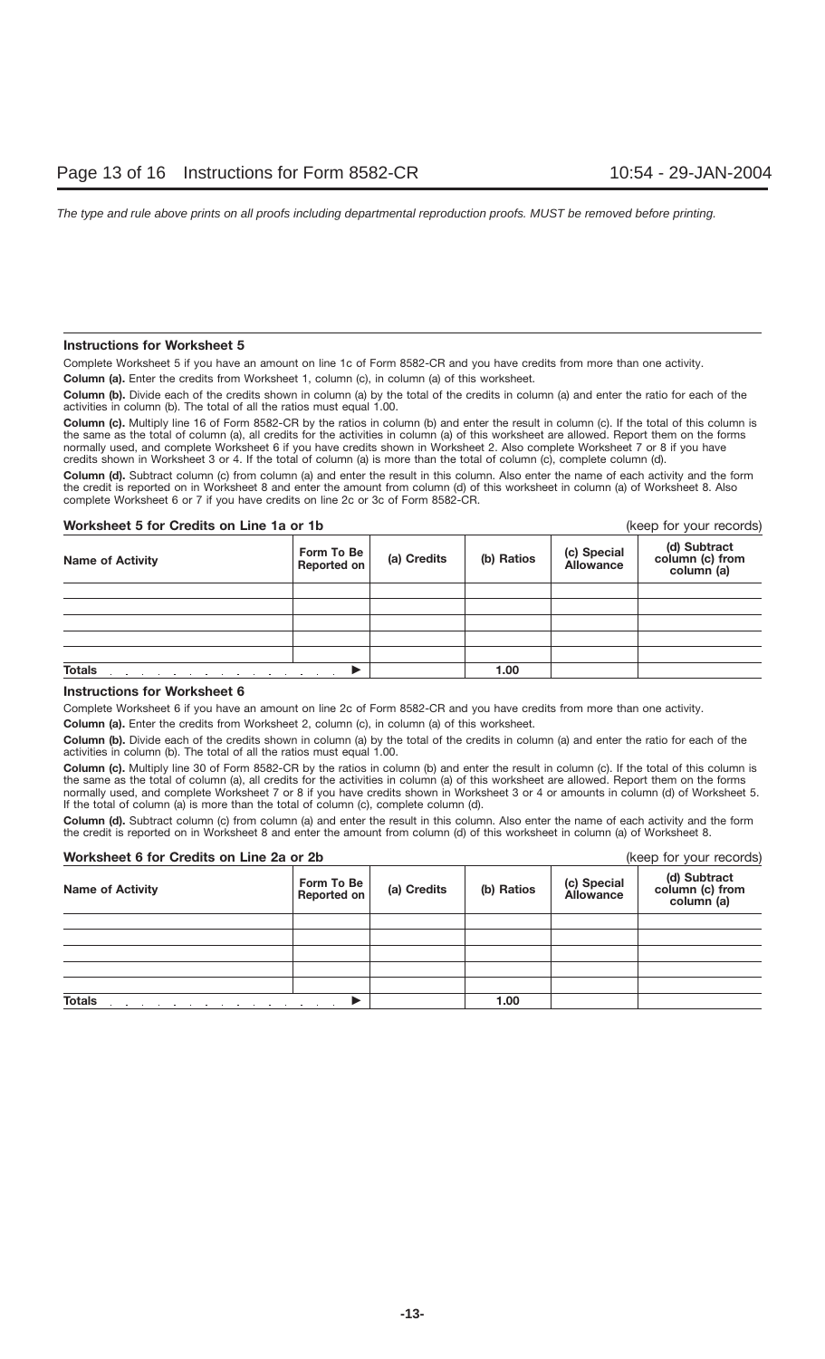### Instructions for Worksheet 5

Complete Worksheet 5 if you have an amount on line 1c of Form 8582-CR and you have credits from more than one activity.

**Column (a).** Enter the credits from Worksheet 1, column (c), in column (a) of this worksheet.

**Column (b).** Divide each of the credits shown in column (a) by the total of the credits in column (a) and enter the ratio for each of the activities in column (b). The total of all the ratios must equal 1.00.

**Column (c).** Multiply line 16 of Form 8582-CR by the ratios in column (b) and enter the result in column (c). If the total of this column is the same as the total of column (a), all credits for the activities in column (a) of this worksheet are allowed. Report them on the forms normally used, and complete Worksheet 6 if you have credits shown in Worksheet 2. Also complete Worksheet 7 or 8 if you have credits shown in Worksheet 3 or 4. If the total of column (a) is more than the total of column (c), complete column (d).

**Column (d).** Subtract column (c) from column (a) and enter the result in this column. Also enter the name of each activity and the form the credit is reported on in Worksheet 8 and enter the amount from column (d) of this worksheet in column (a) of Worksheet 8. Also complete Worksheet 6 or 7 if you have credits on line 2c or 3c of Form 8582-CR.

**Worksheet 5 for Credits on Line 1a or 1b** (keep for your records)

| Name of Activity | Form To Be Reported on | (a) Credits | (b) Ratios | (c) Special Allowance | (d) Subtract column (c) from column (a) |
|---|---|---|---|---|---|
| | | | | | |
| | | | | | |
| | | | | | |
| | | | | | |
| | | | | | |
| **Totals** ▶ | | | 1.00 | | |

### Instructions for Worksheet 6

Complete Worksheet 6 if you have an amount on line 2c of Form 8582-CR and you have credits from more than one activity.

**Column (a).** Enter the credits from Worksheet 2, column (c), in column (a) of this worksheet.

**Column (b).** Divide each of the credits shown in column (a) by the total of the credits in column (a) and enter the ratio for each of the activities in column (b). The total of all the ratios must equal 1.00.

**Column (c).** Multiply line 30 of Form 8582-CR by the ratios in column (b) and enter the result in column (c). If the total of this column is the same as the total of column (a), all credits for the activities in column (a) of this worksheet are allowed. Report them on the forms normally used, and complete Worksheet 7 or 8 if you have credits shown in Worksheet 3 or 4 or amounts in column (d) of Worksheet 5. If the total of column (a) is more than the total of column (c), complete column (d).

**Column (d).** Subtract column (c) from column (a) and enter the result in this column. Also enter the name of each activity and the form the credit is reported on in Worksheet 8 and enter the amount from column (d) of this worksheet in column (a) of Worksheet 8.

**Worksheet 6 for Credits on Line 2a or 2b** (keep for your records)

| Name of Activity | Form To Be Reported on | (a) Credits | (b) Ratios | (c) Special Allowance | (d) Subtract column (c) from column (a) |
|---|---|---|---|---|---|
| | | | | | |
| | | | | | |
| | | | | | |
| | | | | | |
| | | | | | |
| **Totals** ▶ | | | 1.00 | | |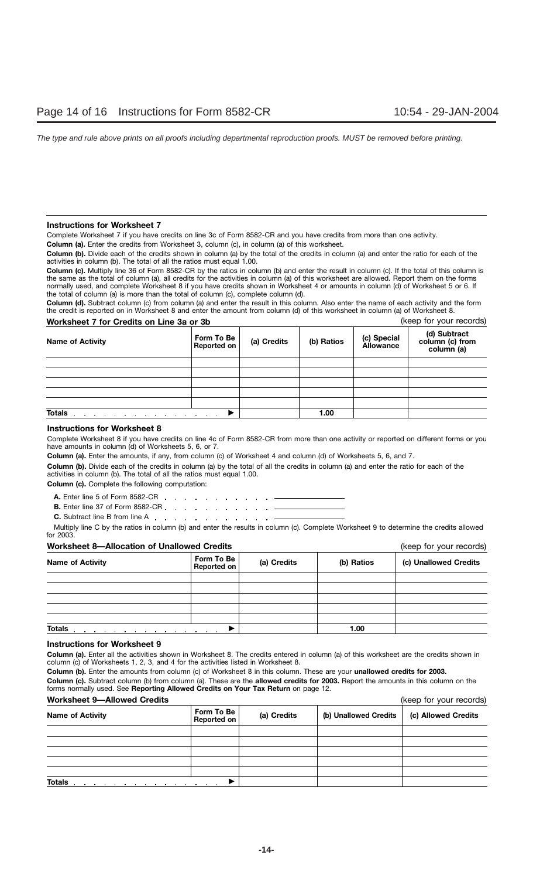### Instructions for Worksheet 7

Complete Worksheet 7 if you have credits on line 3c of Form 8582-CR and you have credits from more than one activity.

**Column (a).** Enter the credits from Worksheet 3, column (c), in column (a) of this worksheet.

**Column (b).** Divide each of the credits shown in column (a) by the total of the credits in column (a) and enter the ratio for each of the activities in column (b). The total of all the ratios must equal 1.00.

**Column (c).** Multiply line 36 of Form 8582-CR by the ratios in column (b) and enter the result in column (c). If the total of this column is the same as the total of column (a), all credits for the activities in column (a) of this worksheet are allowed. Report them on the forms normally used, and complete Worksheet 8 if you have credits shown in Worksheet 4 or amounts in column (d) of Worksheet 5 or 6. If the total of column (a) is more than the total of column (c), complete column (d).

**Column (d).** Subtract column (c) from column (a) and enter the result in this column. Also enter the name of each activity and the form the credit is reported on in Worksheet 8 and enter the amount from column (d) of this worksheet in column (a) of Worksheet 8.

**Worksheet 7 for Credits on Line 3a or 3b** (keep for your records)

| Name of Activity | Form To Be Reported on | (a) Credits | (b) Ratios | (c) Special Allowance | (d) Subtract column (c) from column (a) |
|---|---|---|---|---|---|
| | | | | | |
| | | | | | |
| | | | | | |
| | | | | | |
| **Totals** | ▶ | | 1.00 | | |

### Instructions for Worksheet 8

Complete Worksheet 8 if you have credits on line 4c of Form 8582-CR from more than one activity or reported on different forms or you have amounts in column (d) of Worksheets 5, 6, or 7.

**Column (a).** Enter the amounts, if any, from column (c) of Worksheet 4 and column (d) of Worksheets 5, 6, and 7.

**Column (b).** Divide each of the credits in column (a) by the total of all the credits in column (a) and enter the ratio for each of the activities in column (b). The total of all the ratios must equal 1.00.

**Column (c).** Complete the following computation:

**A.** Enter line 5 of Form 8582-CR . . . . . . . . . . . ________

**B.** Enter line 37 of Form 8582-CR . . . . . . . . . . . ________

**C.** Subtract line B from line A . . . . . . . . . . . ________

Multiply line C by the ratios in column (b) and enter the results in column (c). Complete Worksheet 9 to determine the credits allowed for 2003.

**Worksheet 8—Allocation of Unallowed Credits** (keep for your records)

| Name of Activity | Form To Be Reported on | (a) Credits | (b) Ratios | (c) Unallowed Credits |
|---|---|---|---|---|
| | | | | |
| | | | | |
| | | | | |
| | | | | |
| **Totals** | ▶ | | 1.00 | |

### Instructions for Worksheet 9

**Column (a).** Enter all the activities shown in Worksheet 8. The credits entered in column (a) of this worksheet are the credits shown in column (c) of Worksheets 1, 2, 3, and 4 for the activities listed in Worksheet 8.

**Column (b).** Enter the amounts from column (c) of Worksheet 8 in this column. These are your **unallowed credits for 2003.**

**Column (c).** Subtract column (b) from column (a). These are the **allowed credits for 2003.** Report the amounts in this column on the forms normally used. See **Reporting Allowed Credits on Your Tax Return** on page 12.

**Worksheet 9—Allowed Credits** (keep for your records)

| Name of Activity | Form To Be Reported on | (a) Credits | (b) Unallowed Credits | (c) Allowed Credits |
|---|---|---|---|---|
| | | | | |
| | | | | |
| | | | | |
| | | | | |
| **Totals** | ▶ | | | |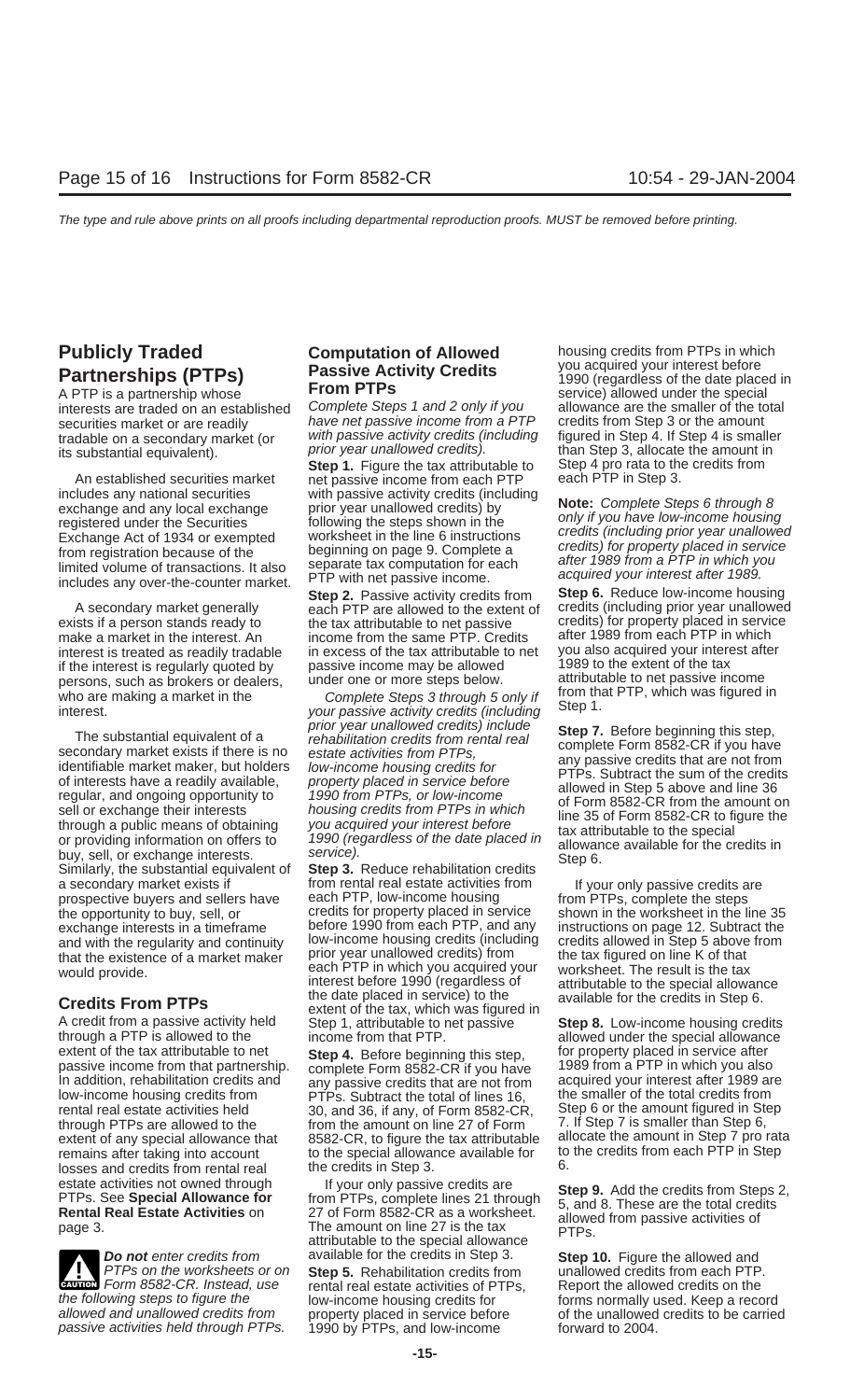## Publicly Traded Partnerships (PTPs)

A PTP is a partnership whose interests are traded on an established securities market or are readily tradable on a secondary market (or its substantial equivalent).

An established securities market includes any national securities exchange and any local exchange registered under the Securities Exchange Act of 1934 or exempted from registration because of the limited volume of transactions. It also includes any over-the-counter market.

A secondary market generally exists if a person stands ready to make a market in the interest. An interest is treated as readily tradable if the interest is regularly quoted by persons, such as brokers or dealers, who are making a market in the interest.

The substantial equivalent of a secondary market exists if there is no identifiable market maker, but holders of interests have a readily available, regular, and ongoing opportunity to sell or exchange their interests through a public means of obtaining or providing information on offers to buy, sell, or exchange interests. Similarly, the substantial equivalent of a secondary market exists if prospective buyers and sellers have the opportunity to buy, sell, or exchange interests in a timeframe and with the regularity and continuity that the existence of a market maker would provide.

### Credits From PTPs

A credit from a passive activity held through a PTP is allowed to the extent of the tax attributable to net passive income from that partnership. In addition, rehabilitation credits and low-income housing credits from rental real estate activities held through PTPs are allowed to the extent of any special allowance that remains after taking into account losses and credits from rental real estate activities not owned through PTPs. See **Special Allowance for Rental Real Estate Activities** on page 3.

**CAUTION** *Do not enter credits from PTPs on the worksheets or on Form 8582-CR. Instead, use the following steps to figure the allowed and unallowed credits from passive activities held through PTPs.*

## Computation of Allowed Passive Activity Credits From PTPs

*Complete Steps 1 and 2 only if you have net passive income from a PTP with passive activity credits (including prior year unallowed credits).*

**Step 1.** Figure the tax attributable to net passive income from each PTP with passive activity credits (including prior year unallowed credits) by following the steps shown in the worksheet in the line 6 instructions beginning on page 9. Complete a separate tax computation for each PTP with net passive income.

**Step 2.** Passive activity credits from each PTP are allowed to the extent of the tax attributable to net passive income from the same PTP. Credits in excess of the tax attributable to net passive income may be allowed under one or more steps below.

*Complete Steps 3 through 5 only if your passive activity credits (including prior year unallowed credits) include rehabilitation credits from rental real estate activities from PTPs, low-income housing credits for property placed in service before 1990 from PTPs, or low-income housing credits from PTPs in which you acquired your interest before 1990 (regardless of the date placed in service).*

**Step 3.** Reduce rehabilitation credits from rental real estate activities from each PTP, low-income housing credits for property placed in service before 1990 from each PTP, and any low-income housing credits (including prior year unallowed credits) from each PTP in which you acquired your interest before 1990 (regardless of the date placed in service) to the extent of the tax, which was figured in Step 1, attributable to net passive income from that PTP.

**Step 4.** Before beginning this step, complete Form 8582-CR if you have any passive credits that are not from PTPs. Subtract the total of lines 16, 30, and 36, if any, of Form 8582-CR, from the amount on line 27 of Form 8582-CR, to figure the tax attributable to the special allowance available for the credits in Step 3.

If your only passive credits are from PTPs, complete lines 21 through 27 of Form 8582-CR as a worksheet. The amount on line 27 is the tax attributable to the special allowance available for the credits in Step 3.

**Step 5.** Rehabilitation credits from rental real estate activities of PTPs, low-income housing credits for property placed in service before 1990 by PTPs, and low-income housing credits from PTPs in which you acquired your interest before 1990 (regardless of the date placed in service) allowed under the special allowance are the smaller of the total credits from Step 3 or the amount figured in Step 4. If Step 4 is smaller than Step 3, allocate the amount in Step 4 pro rata to the credits from each PTP in Step 3.

**Note:** *Complete Steps 6 through 8 only if you have low-income housing credits (including prior year unallowed credits) for property placed in service after 1989 from a PTP in which you acquired your interest after 1989.*

**Step 6.** Reduce low-income housing credits (including prior year unallowed credits) for property placed in service after 1989 from each PTP in which you also acquired your interest after 1989 to the extent of the tax attributable to net passive income from that PTP, which was figured in Step 1.

**Step 7.** Before beginning this step, complete Form 8582-CR if you have any passive credits that are not from PTPs. Subtract the sum of the credits allowed in Step 5 above and line 36 of Form 8582-CR from the amount on line 35 of Form 8582-CR to figure the tax attributable to the special allowance available for the credits in Step 6.

If your only passive credits are from PTPs, complete the steps shown in the worksheet in the line 35 instructions on page 12. Subtract the credits allowed in Step 5 above from the tax figured on line K of that worksheet. The result is the tax attributable to the special allowance available for the credits in Step 6.

**Step 8.** Low-income housing credits allowed under the special allowance for property placed in service after 1989 from a PTP in which you also acquired your interest after 1989 are the smaller of the total credits from Step 6 or the amount figured in Step 7. If Step 7 is smaller than Step 6, allocate the amount in Step 7 pro rata to the credits from each PTP in Step 6.

**Step 9.** Add the credits from Steps 2, 5, and 8. These are the total credits allowed from passive activities of PTPs.

**Step 10.** Figure the allowed and unallowed credits from each PTP. Report the allowed credits on the forms normally used. Keep a record of the unallowed credits to be carried forward to 2004.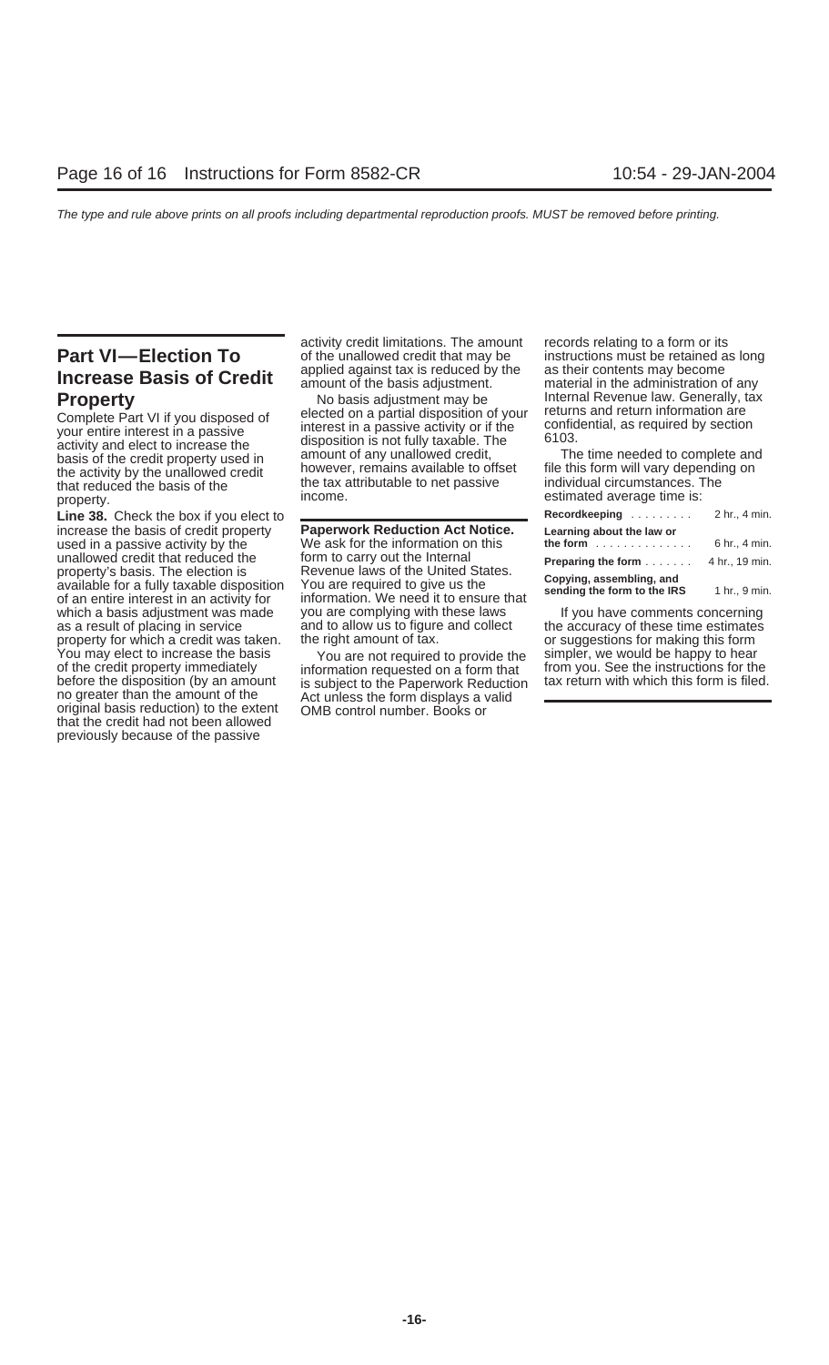## Part VI—Election To Increase Basis of Credit Property

Complete Part VI if you disposed of your entire interest in a passive activity and elect to increase the basis of the credit property used in the activity by the unallowed credit that reduced the basis of the property.

**Line 38.** Check the box if you elect to increase the basis of credit property used in a passive activity by the unallowed credit that reduced the property's basis. The election is available for a fully taxable disposition of an entire interest in an activity for which a basis adjustment was made as a result of placing in service property for which a credit was taken. You may elect to increase the basis of the credit property immediately before the disposition (by an amount no greater than the amount of the original basis reduction) to the extent that the credit had not been allowed previously because of the passive activity credit limitations. The amount of the unallowed credit that may be applied against tax is reduced by the amount of the basis adjustment.

No basis adjustment may be elected on a partial disposition of your interest in a passive activity or if the disposition is not fully taxable. The amount of any unallowed credit, however, remains available to offset the tax attributable to net passive income.

**Paperwork Reduction Act Notice.** We ask for the information on this form to carry out the Internal Revenue laws of the United States. You are required to give us the information. We need it to ensure that you are complying with these laws and to allow us to figure and collect the right amount of tax.

You are not required to provide the information requested on a form that is subject to the Paperwork Reduction Act unless the form displays a valid OMB control number. Books or records relating to a form or its instructions must be retained as long as their contents may become material in the administration of any Internal Revenue law. Generally, tax returns and return information are confidential, as required by section 6103.

The time needed to complete and file this form will vary depending on individual circumstances. The estimated average time is:

| | |
|---|---|
| **Recordkeeping** | 2 hr., 4 min. |
| **Learning about the law or the form** | 6 hr., 4 min. |
| **Preparing the form** | 4 hr., 19 min. |
| **Copying, assembling, and sending the form to the IRS** | 1 hr., 9 min. |

If you have comments concerning the accuracy of these time estimates or suggestions for making this form simpler, we would be happy to hear from you. See the instructions for the tax return with which this form is filed.